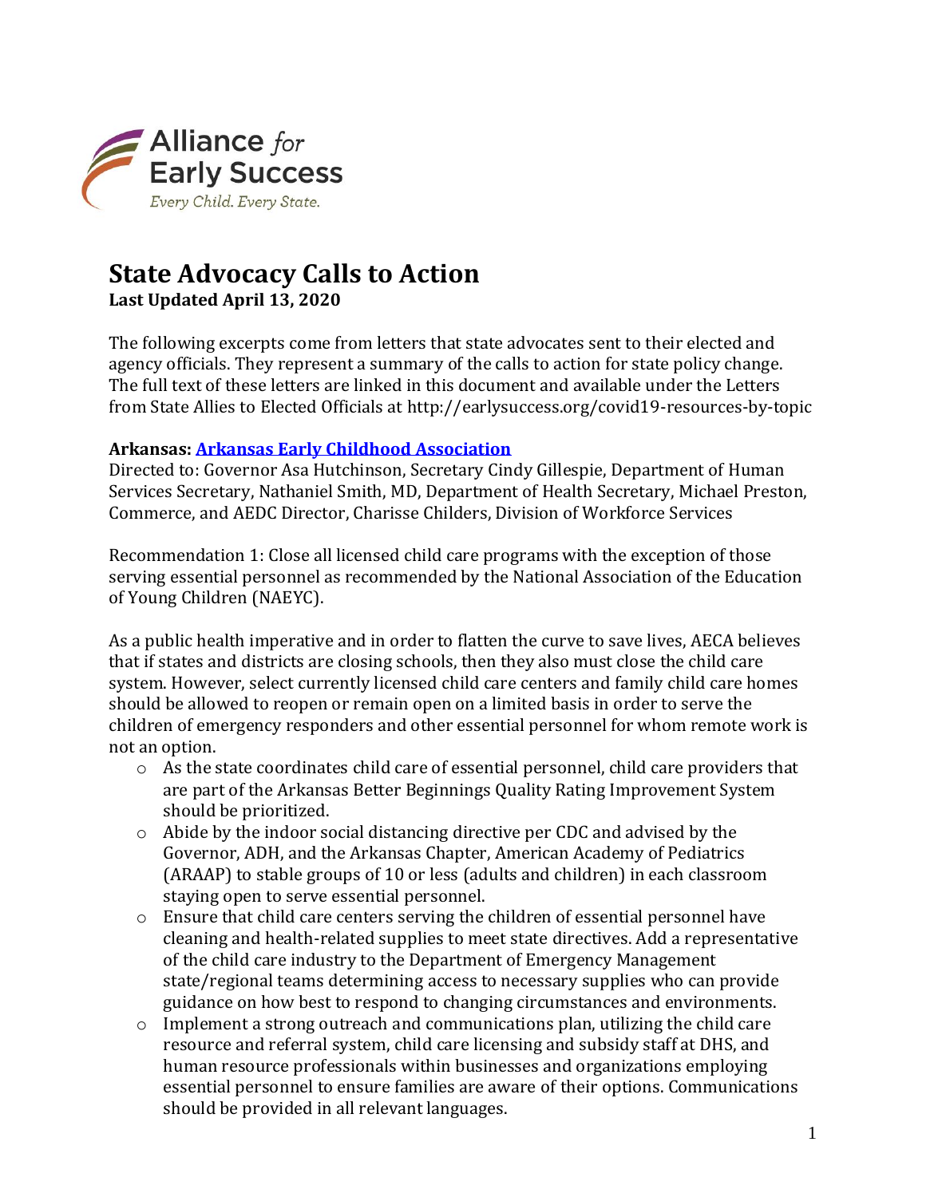Alliance *for* Early Success

*Every Child. Every State.*

# State Advocacy Calls to Action

**Last Updated April 13, 2020**

The following excerpts come from letters that state advocates sent to their elected and agency officials. They represent a summary of the calls to action for state policy change. The full text of these letters are linked in this document and available under the Letters from State Allies to Elected Officials at http://earlysuccess.org/covid19-resources-by-topic

**Arkansas: [Arkansas Early Childhood Association]()**

Directed to: Governor Asa Hutchinson, Secretary Cindy Gillespie, Department of Human Services Secretary, Nathaniel Smith, MD, Department of Health Secretary, Michael Preston, Commerce, and AEDC Director, Charisse Childers, Division of Workforce Services

Recommendation 1: Close all licensed child care programs with the exception of those serving essential personnel as recommended by the National Association of the Education of Young Children (NAEYC).

As a public health imperative and in order to flatten the curve to save lives, AECA believes that if states and districts are closing schools, then they also must close the child care system. However, select currently licensed child care centers and family child care homes should be allowed to reopen or remain open on a limited basis in order to serve the children of emergency responders and other essential personnel for whom remote work is not an option.

- As the state coordinates child care of essential personnel, child care providers that are part of the Arkansas Better Beginnings Quality Rating Improvement System should be prioritized.
- Abide by the indoor social distancing directive per CDC and advised by the Governor, ADH, and the Arkansas Chapter, American Academy of Pediatrics (ARAAP) to stable groups of 10 or less (adults and children) in each classroom staying open to serve essential personnel.
- Ensure that child care centers serving the children of essential personnel have cleaning and health-related supplies to meet state directives. Add a representative of the child care industry to the Department of Emergency Management state/regional teams determining access to necessary supplies who can provide guidance on how best to respond to changing circumstances and environments.
- Implement a strong outreach and communications plan, utilizing the child care resource and referral system, child care licensing and subsidy staff at DHS, and human resource professionals within businesses and organizations employing essential personnel to ensure families are aware of their options. Communications should be provided in all relevant languages.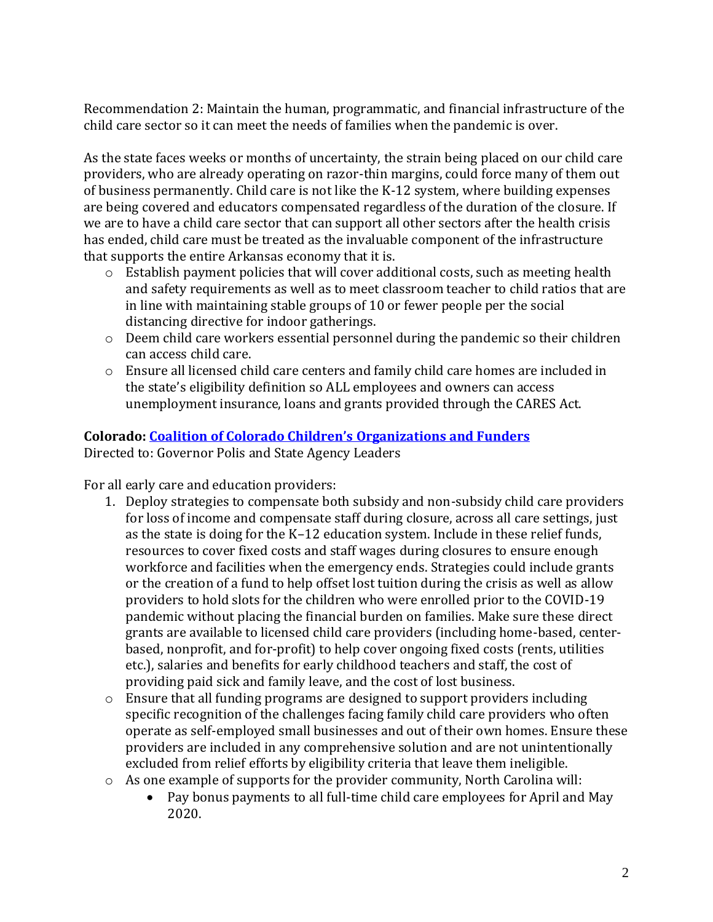Recommendation 2: Maintain the human, programmatic, and financial infrastructure of the child care sector so it can meet the needs of families when the pandemic is over.

As the state faces weeks or months of uncertainty, the strain being placed on our child care providers, who are already operating on razor-thin margins, could force many of them out of business permanently. Child care is not like the K-12 system, where building expenses are being covered and educators compensated regardless of the duration of the closure. If we are to have a child care sector that can support all other sectors after the health crisis has ended, child care must be treated as the invaluable component of the infrastructure that supports the entire Arkansas economy that it is.

- Establish payment policies that will cover additional costs, such as meeting health and safety requirements as well as to meet classroom teacher to child ratios that are in line with maintaining stable groups of 10 or fewer people per the social distancing directive for indoor gatherings.
- Deem child care workers essential personnel during the pandemic so their children can access child care.
- Ensure all licensed child care centers and family child care homes are included in the state's eligibility definition so ALL employees and owners can access unemployment insurance, loans and grants provided through the CARES Act.

**Colorado: Coalition of Colorado Children's Organizations and Funders**
Directed to: Governor Polis and State Agency Leaders

For all early care and education providers:

1. Deploy strategies to compensate both subsidy and non-subsidy child care providers for loss of income and compensate staff during closure, across all care settings, just as the state is doing for the K–12 education system. Include in these relief funds, resources to cover fixed costs and staff wages during closures to ensure enough workforce and facilities when the emergency ends. Strategies could include grants or the creation of a fund to help offset lost tuition during the crisis as well as allow providers to hold slots for the children who were enrolled prior to the COVID-19 pandemic without placing the financial burden on families. Make sure these direct grants are available to licensed child care providers (including home-based, center-based, nonprofit, and for-profit) to help cover ongoing fixed costs (rents, utilities etc.), salaries and benefits for early childhood teachers and staff, the cost of providing paid sick and family leave, and the cost of lost business.

- Ensure that all funding programs are designed to support providers including specific recognition of the challenges facing family child care providers who often operate as self-employed small businesses and out of their own homes. Ensure these providers are included in any comprehensive solution and are not unintentionally excluded from relief efforts by eligibility criteria that leave them ineligible.
- As one example of supports for the provider community, North Carolina will:
  - Pay bonus payments to all full-time child care employees for April and May 2020.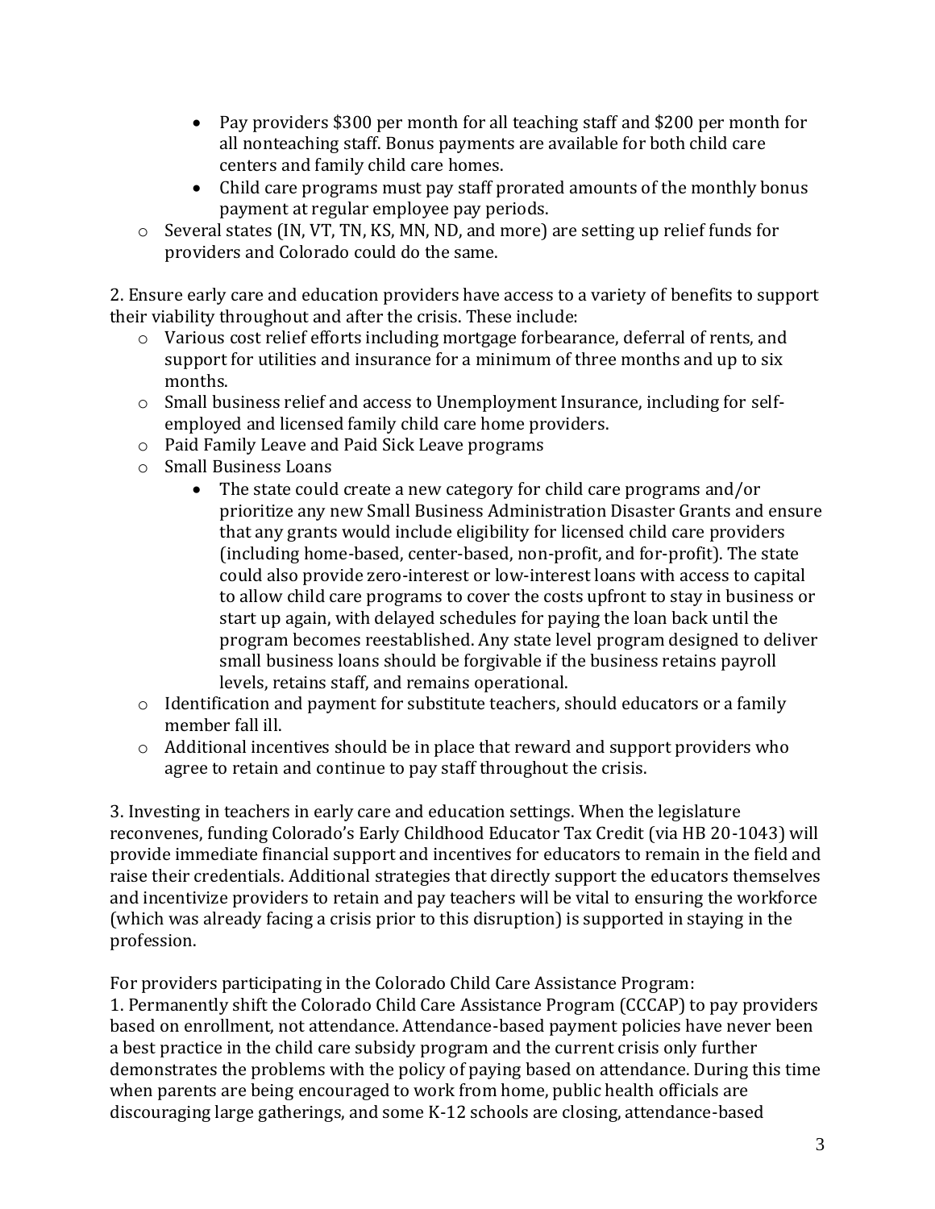- Pay providers $300 per month for all teaching staff and $200 per month for all nonteaching staff. Bonus payments are available for both child care centers and family child care homes.
        - Child care programs must pay staff prorated amounts of the monthly bonus payment at regular employee pay periods.
    - Several states (IN, VT, TN, KS, MN, ND, and more) are setting up relief funds for providers and Colorado could do the same.

2. Ensure early care and education providers have access to a variety of benefits to support their viability throughout and after the crisis. These include:
    - Various cost relief efforts including mortgage forbearance, deferral of rents, and support for utilities and insurance for a minimum of three months and up to six months.
    - Small business relief and access to Unemployment Insurance, including for self-employed and licensed family child care home providers.
    - Paid Family Leave and Paid Sick Leave programs
    - Small Business Loans
        - The state could create a new category for child care programs and/or prioritize any new Small Business Administration Disaster Grants and ensure that any grants would include eligibility for licensed child care providers (including home-based, center-based, non-profit, and for-profit). The state could also provide zero-interest or low-interest loans with access to capital to allow child care programs to cover the costs upfront to stay in business or start up again, with delayed schedules for paying the loan back until the program becomes reestablished. Any state level program designed to deliver small business loans should be forgivable if the business retains payroll levels, retains staff, and remains operational.
    - Identification and payment for substitute teachers, should educators or a family member fall ill.
    - Additional incentives should be in place that reward and support providers who agree to retain and continue to pay staff throughout the crisis.

3. Investing in teachers in early care and education settings. When the legislature reconvenes, funding Colorado's Early Childhood Educator Tax Credit (via HB 20-1043) will provide immediate financial support and incentives for educators to remain in the field and raise their credentials. Additional strategies that directly support the educators themselves and incentivize providers to retain and pay teachers will be vital to ensuring the workforce (which was already facing a crisis prior to this disruption) is supported in staying in the profession.

For providers participating in the Colorado Child Care Assistance Program:

1. Permanently shift the Colorado Child Care Assistance Program (CCCAP) to pay providers based on enrollment, not attendance. Attendance-based payment policies have never been a best practice in the child care subsidy program and the current crisis only further demonstrates the problems with the policy of paying based on attendance. During this time when parents are being encouraged to work from home, public health officials are discouraging large gatherings, and some K-12 schools are closing, attendance-based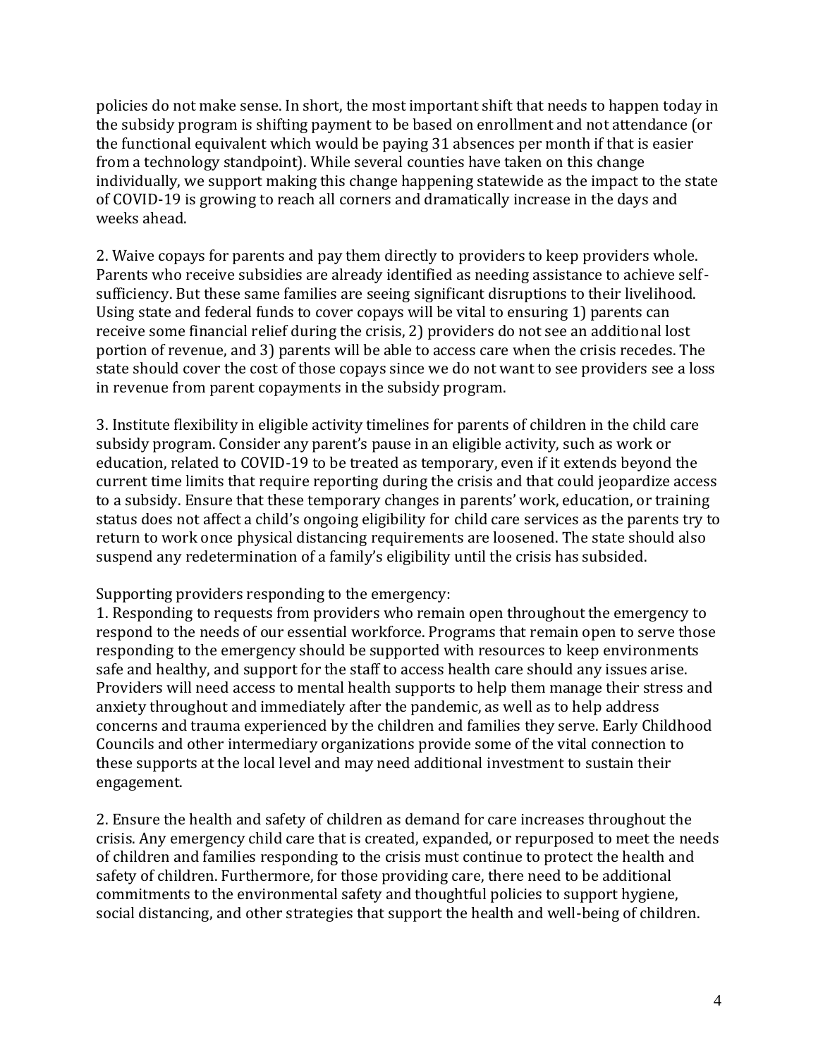policies do not make sense. In short, the most important shift that needs to happen today in the subsidy program is shifting payment to be based on enrollment and not attendance (or the functional equivalent which would be paying 31 absences per month if that is easier from a technology standpoint). While several counties have taken on this change individually, we support making this change happening statewide as the impact to the state of COVID-19 is growing to reach all corners and dramatically increase in the days and weeks ahead.

2. Waive copays for parents and pay them directly to providers to keep providers whole. Parents who receive subsidies are already identified as needing assistance to achieve self-sufficiency. But these same families are seeing significant disruptions to their livelihood. Using state and federal funds to cover copays will be vital to ensuring 1) parents can receive some financial relief during the crisis, 2) providers do not see an additional lost portion of revenue, and 3) parents will be able to access care when the crisis recedes. The state should cover the cost of those copays since we do not want to see providers see a loss in revenue from parent copayments in the subsidy program.

3. Institute flexibility in eligible activity timelines for parents of children in the child care subsidy program. Consider any parent's pause in an eligible activity, such as work or education, related to COVID-19 to be treated as temporary, even if it extends beyond the current time limits that require reporting during the crisis and that could jeopardize access to a subsidy. Ensure that these temporary changes in parents' work, education, or training status does not affect a child's ongoing eligibility for child care services as the parents try to return to work once physical distancing requirements are loosened. The state should also suspend any redetermination of a family's eligibility until the crisis has subsided.

Supporting providers responding to the emergency:

1. Responding to requests from providers who remain open throughout the emergency to respond to the needs of our essential workforce. Programs that remain open to serve those responding to the emergency should be supported with resources to keep environments safe and healthy, and support for the staff to access health care should any issues arise. Providers will need access to mental health supports to help them manage their stress and anxiety throughout and immediately after the pandemic, as well as to help address concerns and trauma experienced by the children and families they serve. Early Childhood Councils and other intermediary organizations provide some of the vital connection to these supports at the local level and may need additional investment to sustain their engagement.

2. Ensure the health and safety of children as demand for care increases throughout the crisis. Any emergency child care that is created, expanded, or repurposed to meet the needs of children and families responding to the crisis must continue to protect the health and safety of children. Furthermore, for those providing care, there need to be additional commitments to the environmental safety and thoughtful policies to support hygiene, social distancing, and other strategies that support the health and well-being of children.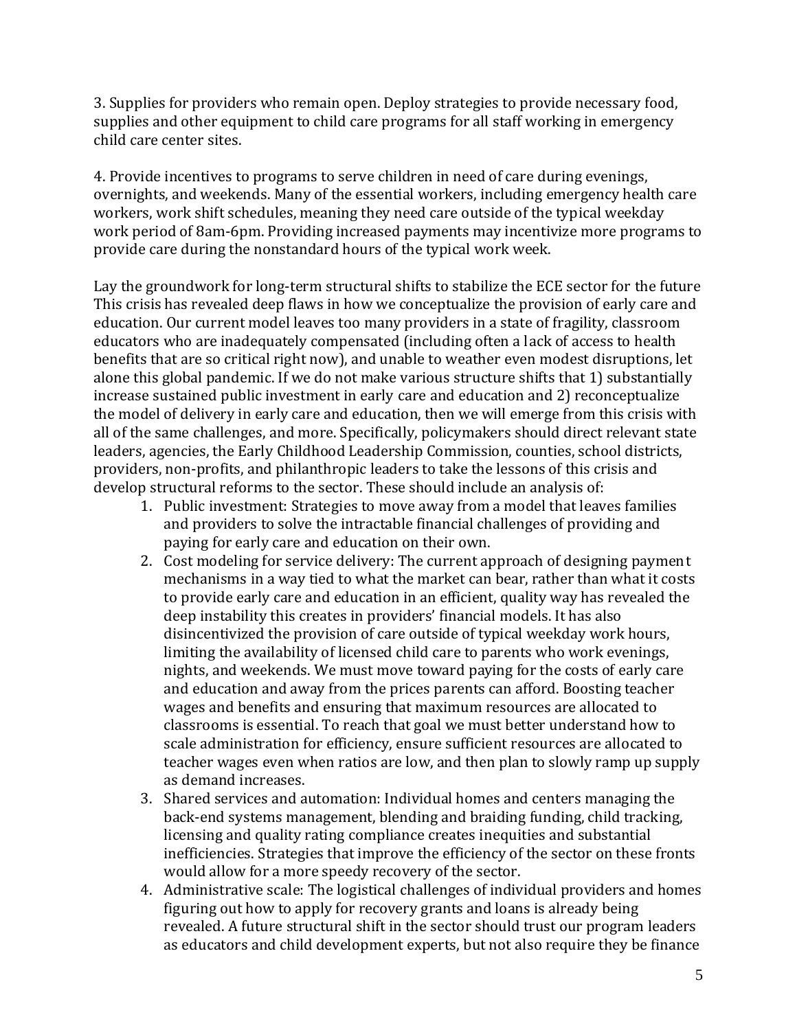3. Supplies for providers who remain open. Deploy strategies to provide necessary food, supplies and other equipment to child care programs for all staff working in emergency child care center sites.

4. Provide incentives to programs to serve children in need of care during evenings, overnights, and weekends. Many of the essential workers, including emergency health care workers, work shift schedules, meaning they need care outside of the typical weekday work period of 8am-6pm. Providing increased payments may incentivize more programs to provide care during the nonstandard hours of the typical work week.

Lay the groundwork for long-term structural shifts to stabilize the ECE sector for the future This crisis has revealed deep flaws in how we conceptualize the provision of early care and education. Our current model leaves too many providers in a state of fragility, classroom educators who are inadequately compensated (including often a lack of access to health benefits that are so critical right now), and unable to weather even modest disruptions, let alone this global pandemic. If we do not make various structure shifts that 1) substantially increase sustained public investment in early care and education and 2) reconceptualize the model of delivery in early care and education, then we will emerge from this crisis with all of the same challenges, and more. Specifically, policymakers should direct relevant state leaders, agencies, the Early Childhood Leadership Commission, counties, school districts, providers, non-profits, and philanthropic leaders to take the lessons of this crisis and develop structural reforms to the sector. These should include an analysis of:

1. Public investment: Strategies to move away from a model that leaves families and providers to solve the intractable financial challenges of providing and paying for early care and education on their own.
2. Cost modeling for service delivery: The current approach of designing payment mechanisms in a way tied to what the market can bear, rather than what it costs to provide early care and education in an efficient, quality way has revealed the deep instability this creates in providers' financial models. It has also disincentivized the provision of care outside of typical weekday work hours, limiting the availability of licensed child care to parents who work evenings, nights, and weekends. We must move toward paying for the costs of early care and education and away from the prices parents can afford. Boosting teacher wages and benefits and ensuring that maximum resources are allocated to classrooms is essential. To reach that goal we must better understand how to scale administration for efficiency, ensure sufficient resources are allocated to teacher wages even when ratios are low, and then plan to slowly ramp up supply as demand increases.
3. Shared services and automation: Individual homes and centers managing the back-end systems management, blending and braiding funding, child tracking, licensing and quality rating compliance creates inequities and substantial inefficiencies. Strategies that improve the efficiency of the sector on these fronts would allow for a more speedy recovery of the sector.
4. Administrative scale: The logistical challenges of individual providers and homes figuring out how to apply for recovery grants and loans is already being revealed. A future structural shift in the sector should trust our program leaders as educators and child development experts, but not also require they be finance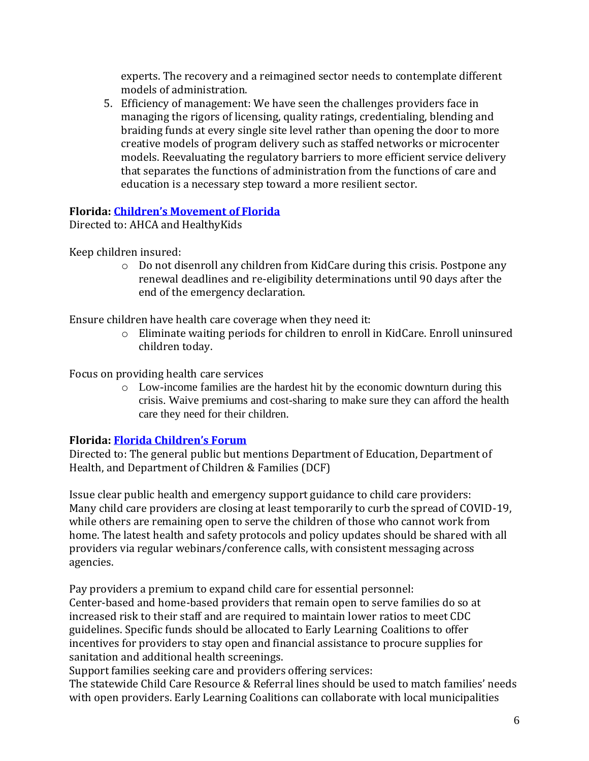experts. The recovery and a reimagined sector needs to contemplate different models of administration.

5. Efficiency of management: We have seen the challenges providers face in managing the rigors of licensing, quality ratings, credentialing, blending and braiding funds at every single site level rather than opening the door to more creative models of program delivery such as staffed networks or microcenter models. Reevaluating the regulatory barriers to more efficient service delivery that separates the functions of administration from the functions of care and education is a necessary step toward a more resilient sector.

**Florida: Children's Movement of Florida**
Directed to: AHCA and HealthyKids

Keep children insured:

- Do not disenroll any children from KidCare during this crisis. Postpone any renewal deadlines and re-eligibility determinations until 90 days after the end of the emergency declaration.

Ensure children have health care coverage when they need it:

- Eliminate waiting periods for children to enroll in KidCare. Enroll uninsured children today.

Focus on providing health care services

- Low-income families are the hardest hit by the economic downturn during this crisis. Waive premiums and cost-sharing to make sure they can afford the health care they need for their children.

**Florida: Florida Children's Forum**
Directed to: The general public but mentions Department of Education, Department of Health, and Department of Children & Families (DCF)

Issue clear public health and emergency support guidance to child care providers:
Many child care providers are closing at least temporarily to curb the spread of COVID-19, while others are remaining open to serve the children of those who cannot work from home. The latest health and safety protocols and policy updates should be shared with all providers via regular webinars/conference calls, with consistent messaging across agencies.

Pay providers a premium to expand child care for essential personnel:
Center-based and home-based providers that remain open to serve families do so at increased risk to their staff and are required to maintain lower ratios to meet CDC guidelines. Specific funds should be allocated to Early Learning Coalitions to offer incentives for providers to stay open and financial assistance to procure supplies for sanitation and additional health screenings.
Support families seeking care and providers offering services:
The statewide Child Care Resource & Referral lines should be used to match families' needs with open providers. Early Learning Coalitions can collaborate with local municipalities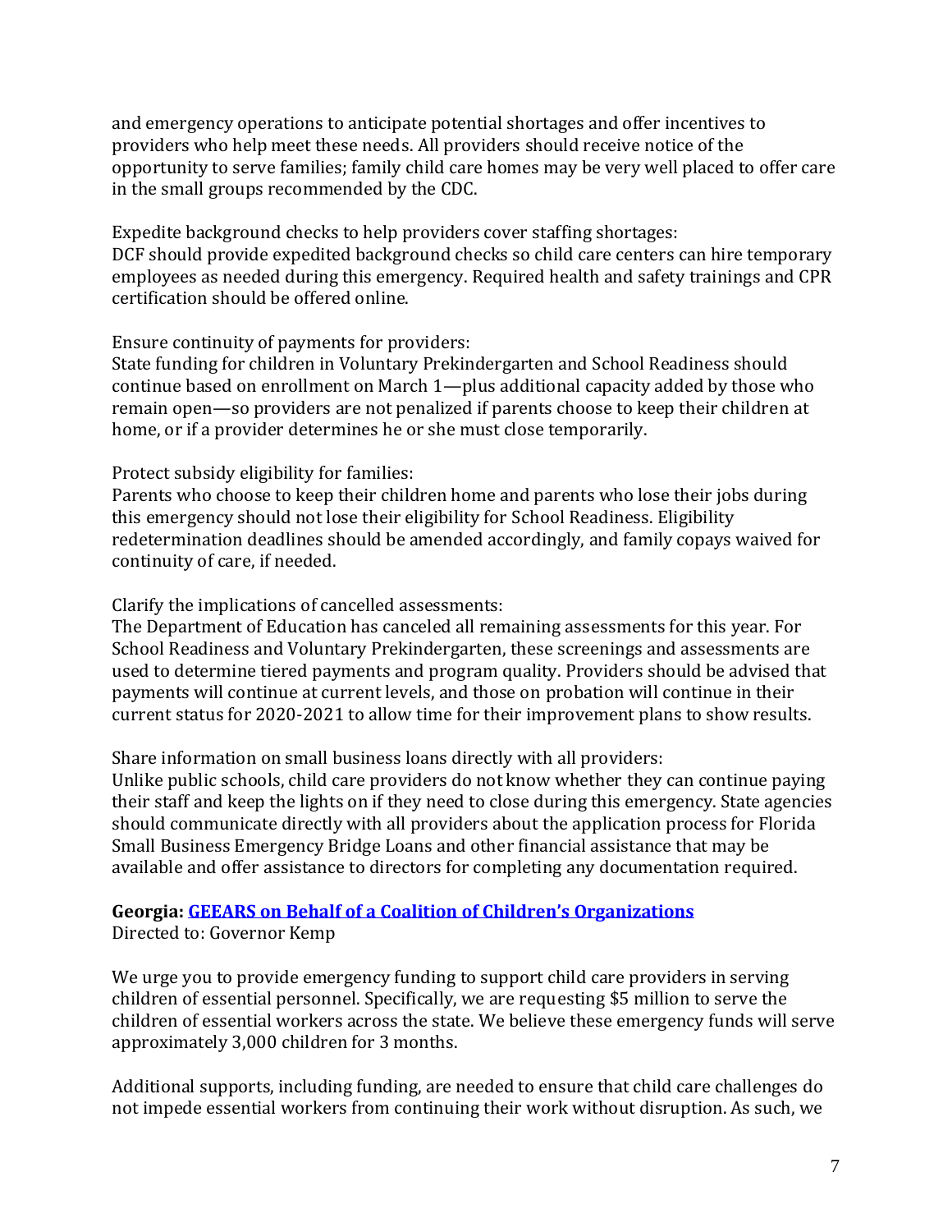and emergency operations to anticipate potential shortages and offer incentives to providers who help meet these needs. All providers should receive notice of the opportunity to serve families; family child care homes may be very well placed to offer care in the small groups recommended by the CDC.

Expedite background checks to help providers cover staffing shortages:
DCF should provide expedited background checks so child care centers can hire temporary employees as needed during this emergency. Required health and safety trainings and CPR certification should be offered online.

Ensure continuity of payments for providers:
State funding for children in Voluntary Prekindergarten and School Readiness should continue based on enrollment on March 1—plus additional capacity added by those who remain open—so providers are not penalized if parents choose to keep their children at home, or if a provider determines he or she must close temporarily.

Protect subsidy eligibility for families:
Parents who choose to keep their children home and parents who lose their jobs during this emergency should not lose their eligibility for School Readiness. Eligibility redetermination deadlines should be amended accordingly, and family copays waived for continuity of care, if needed.

Clarify the implications of cancelled assessments:
The Department of Education has canceled all remaining assessments for this year. For School Readiness and Voluntary Prekindergarten, these screenings and assessments are used to determine tiered payments and program quality. Providers should be advised that payments will continue at current levels, and those on probation will continue in their current status for 2020-2021 to allow time for their improvement plans to show results.

Share information on small business loans directly with all providers:
Unlike public schools, child care providers do not know whether they can continue paying their staff and keep the lights on if they need to close during this emergency. State agencies should communicate directly with all providers about the application process for Florida Small Business Emergency Bridge Loans and other financial assistance that may be available and offer assistance to directors for completing any documentation required.

**Georgia: GEEARS on Behalf of a Coalition of Children's Organizations**
Directed to: Governor Kemp

We urge you to provide emergency funding to support child care providers in serving children of essential personnel. Specifically, we are requesting $5 million to serve the children of essential workers across the state. We believe these emergency funds will serve approximately 3,000 children for 3 months.

Additional supports, including funding, are needed to ensure that child care challenges do not impede essential workers from continuing their work without disruption. As such, we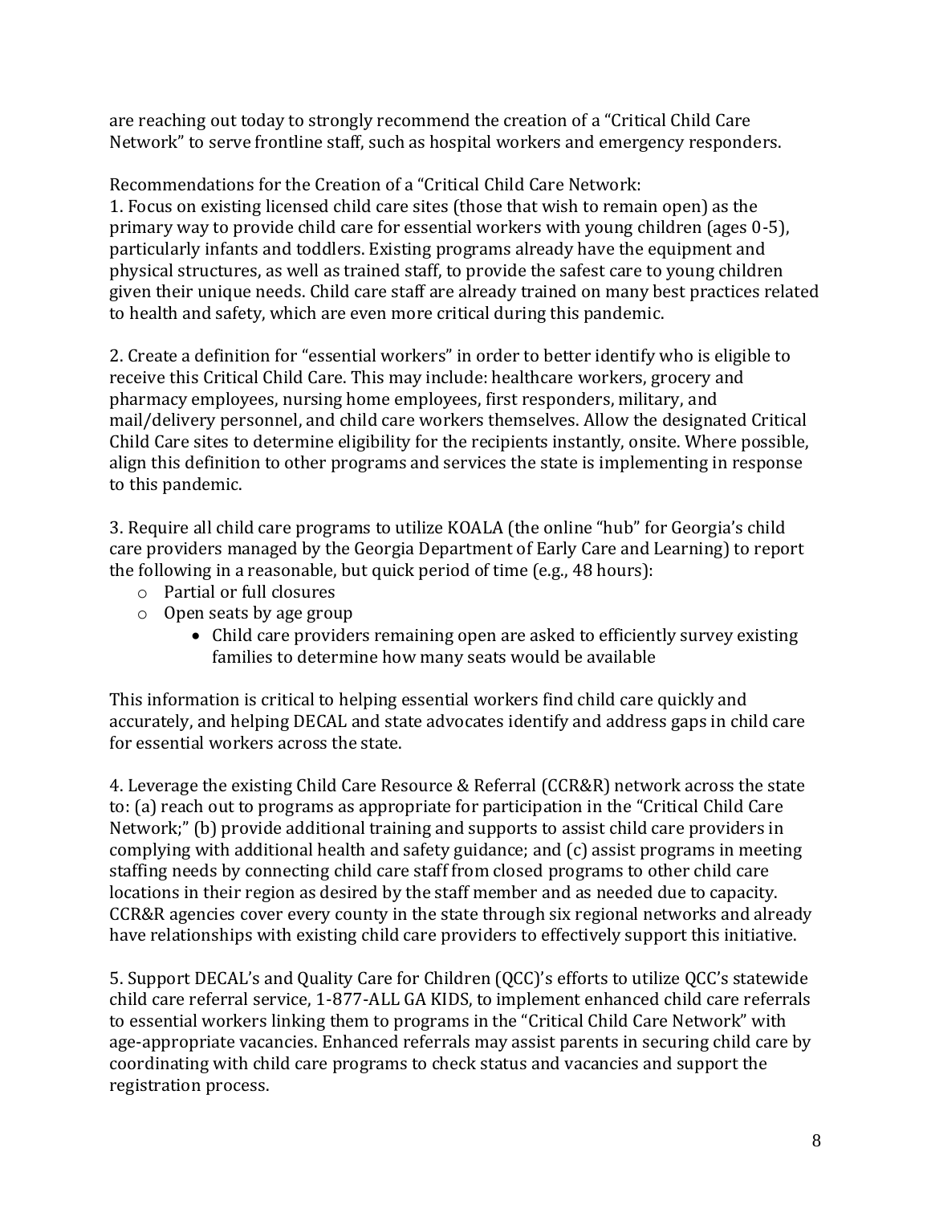are reaching out today to strongly recommend the creation of a "Critical Child Care Network" to serve frontline staff, such as hospital workers and emergency responders.

Recommendations for the Creation of a "Critical Child Care Network:

1. Focus on existing licensed child care sites (those that wish to remain open) as the primary way to provide child care for essential workers with young children (ages 0-5), particularly infants and toddlers. Existing programs already have the equipment and physical structures, as well as trained staff, to provide the safest care to young children given their unique needs. Child care staff are already trained on many best practices related to health and safety, which are even more critical during this pandemic.

2. Create a definition for "essential workers" in order to better identify who is eligible to receive this Critical Child Care. This may include: healthcare workers, grocery and pharmacy employees, nursing home employees, first responders, military, and mail/delivery personnel, and child care workers themselves. Allow the designated Critical Child Care sites to determine eligibility for the recipients instantly, onsite. Where possible, align this definition to other programs and services the state is implementing in response to this pandemic.

3. Require all child care programs to utilize KOALA (the online "hub" for Georgia's child care providers managed by the Georgia Department of Early Care and Learning) to report the following in a reasonable, but quick period of time (e.g., 48 hours):
   - Partial or full closures
   - Open seats by age group
     - Child care providers remaining open are asked to efficiently survey existing families to determine how many seats would be available

This information is critical to helping essential workers find child care quickly and accurately, and helping DECAL and state advocates identify and address gaps in child care for essential workers across the state.

4. Leverage the existing Child Care Resource & Referral (CCR&R) network across the state to: (a) reach out to programs as appropriate for participation in the "Critical Child Care Network;" (b) provide additional training and supports to assist child care providers in complying with additional health and safety guidance; and (c) assist programs in meeting staffing needs by connecting child care staff from closed programs to other child care locations in their region as desired by the staff member and as needed due to capacity. CCR&R agencies cover every county in the state through six regional networks and already have relationships with existing child care providers to effectively support this initiative.

5. Support DECAL's and Quality Care for Children (QCC)'s efforts to utilize QCC's statewide child care referral service, 1-877-ALL GA KIDS, to implement enhanced child care referrals to essential workers linking them to programs in the "Critical Child Care Network" with age-appropriate vacancies. Enhanced referrals may assist parents in securing child care by coordinating with child care programs to check status and vacancies and support the registration process.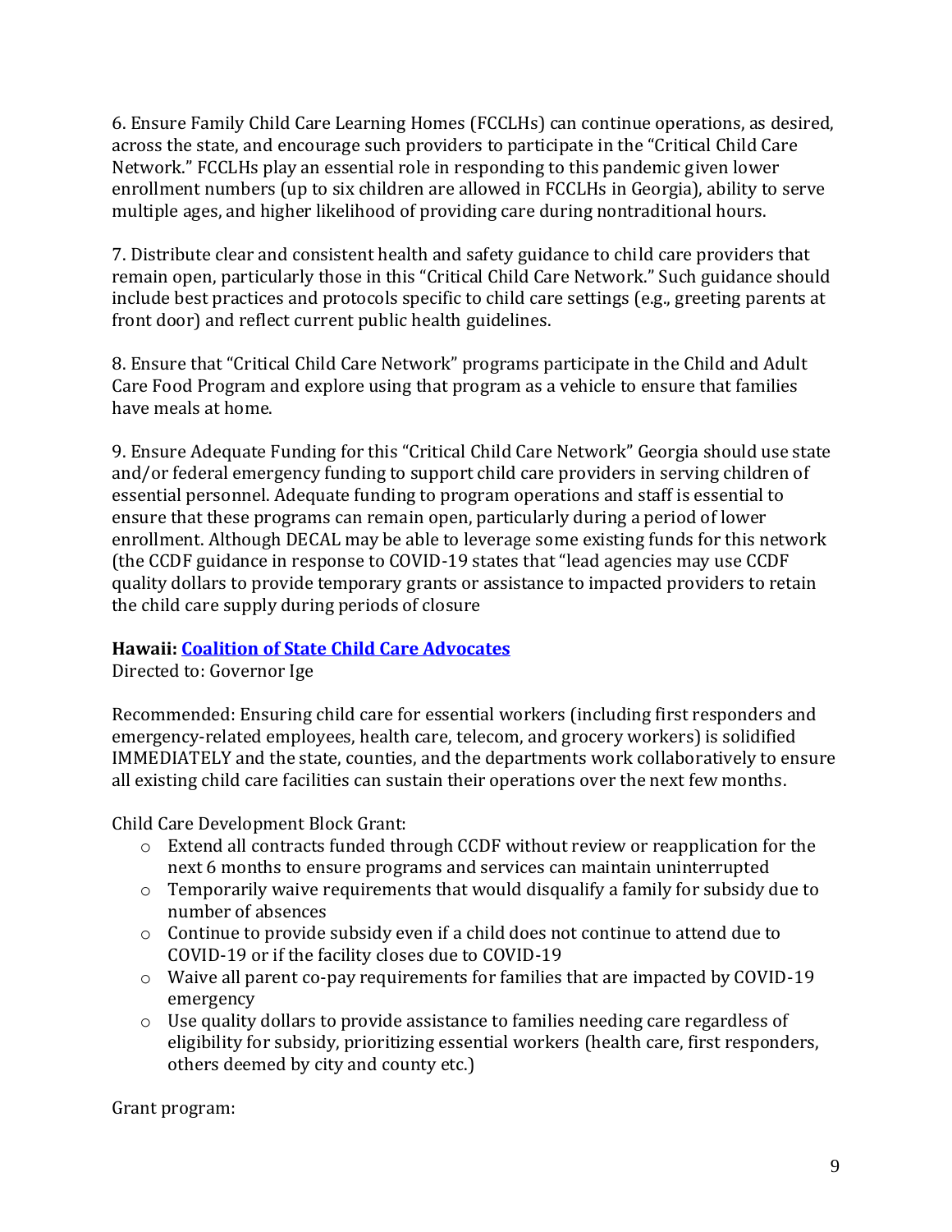6. Ensure Family Child Care Learning Homes (FCCLHs) can continue operations, as desired, across the state, and encourage such providers to participate in the "Critical Child Care Network." FCCLHs play an essential role in responding to this pandemic given lower enrollment numbers (up to six children are allowed in FCCLHs in Georgia), ability to serve multiple ages, and higher likelihood of providing care during nontraditional hours.

7. Distribute clear and consistent health and safety guidance to child care providers that remain open, particularly those in this "Critical Child Care Network." Such guidance should include best practices and protocols specific to child care settings (e.g., greeting parents at front door) and reflect current public health guidelines.

8. Ensure that "Critical Child Care Network" programs participate in the Child and Adult Care Food Program and explore using that program as a vehicle to ensure that families have meals at home.

9. Ensure Adequate Funding for this "Critical Child Care Network" Georgia should use state and/or federal emergency funding to support child care providers in serving children of essential personnel. Adequate funding to program operations and staff is essential to ensure that these programs can remain open, particularly during a period of lower enrollment. Although DECAL may be able to leverage some existing funds for this network (the CCDF guidance in response to COVID-19 states that "lead agencies may use CCDF quality dollars to provide temporary grants or assistance to impacted providers to retain the child care supply during periods of closure

**Hawaii: Coalition of State Child Care Advocates**
Directed to: Governor Ige

Recommended: Ensuring child care for essential workers (including first responders and emergency-related employees, health care, telecom, and grocery workers) is solidified IMMEDIATELY and the state, counties, and the departments work collaboratively to ensure all existing child care facilities can sustain their operations over the next few months.

Child Care Development Block Grant:

- Extend all contracts funded through CCDF without review or reapplication for the next 6 months to ensure programs and services can maintain uninterrupted
- Temporarily waive requirements that would disqualify a family for subsidy due to number of absences
- Continue to provide subsidy even if a child does not continue to attend due to COVID-19 or if the facility closes due to COVID-19
- Waive all parent co-pay requirements for families that are impacted by COVID-19 emergency
- Use quality dollars to provide assistance to families needing care regardless of eligibility for subsidy, prioritizing essential workers (health care, first responders, others deemed by city and county etc.)

Grant program: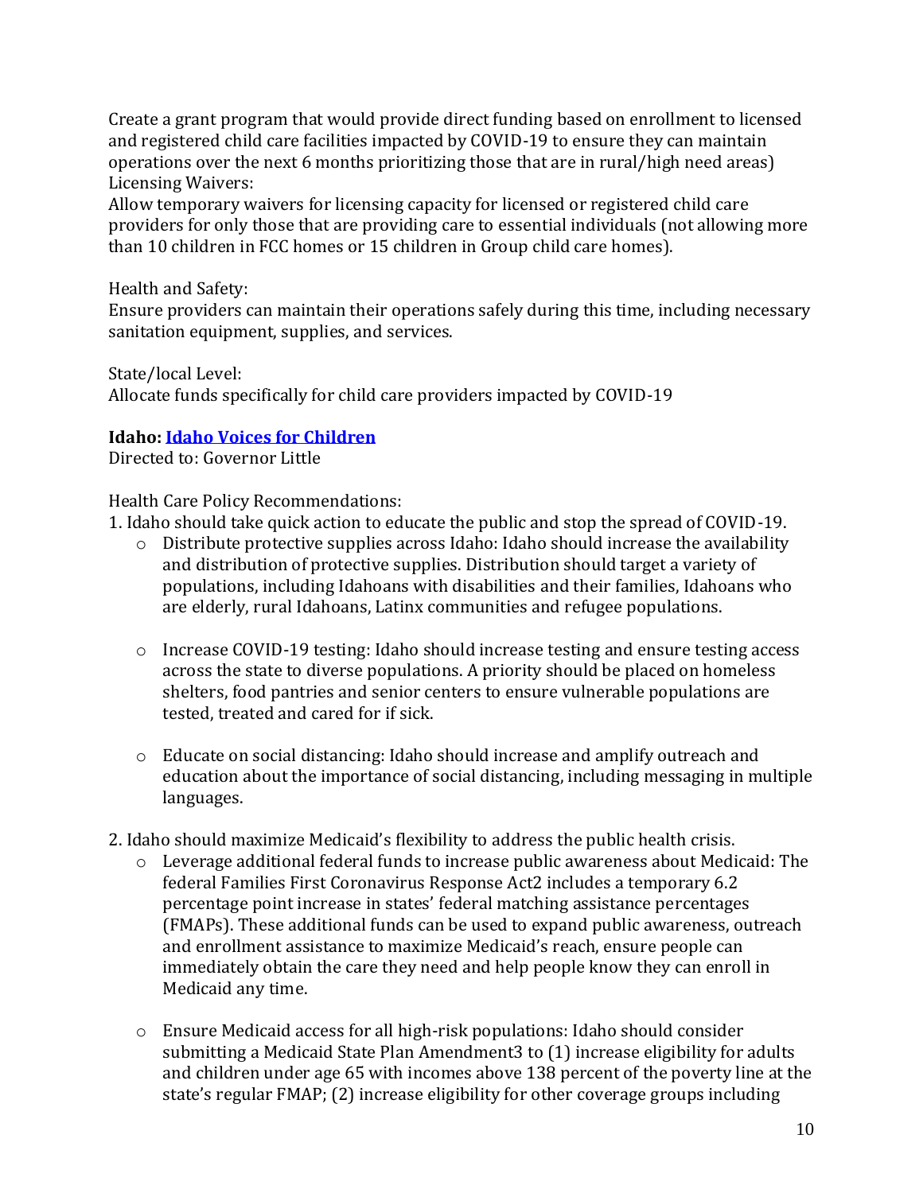Create a grant program that would provide direct funding based on enrollment to licensed and registered child care facilities impacted by COVID-19 to ensure they can maintain operations over the next 6 months prioritizing those that are in rural/high need areas)
Licensing Waivers:
Allow temporary waivers for licensing capacity for licensed or registered child care providers for only those that are providing care to essential individuals (not allowing more than 10 children in FCC homes or 15 children in Group child care homes).

Health and Safety:
Ensure providers can maintain their operations safely during this time, including necessary sanitation equipment, supplies, and services.

State/local Level:
Allocate funds specifically for child care providers impacted by COVID-19

**Idaho: Idaho Voices for Children**
Directed to: Governor Little

Health Care Policy Recommendations:
1. Idaho should take quick action to educate the public and stop the spread of COVID-19.
   - Distribute protective supplies across Idaho: Idaho should increase the availability and distribution of protective supplies. Distribution should target a variety of populations, including Idahoans with disabilities and their families, Idahoans who are elderly, rural Idahoans, Latinx communities and refugee populations.

   - Increase COVID-19 testing: Idaho should increase testing and ensure testing access across the state to diverse populations. A priority should be placed on homeless shelters, food pantries and senior centers to ensure vulnerable populations are tested, treated and cared for if sick.

   - Educate on social distancing: Idaho should increase and amplify outreach and education about the importance of social distancing, including messaging in multiple languages.

2. Idaho should maximize Medicaid's flexibility to address the public health crisis.
   - Leverage additional federal funds to increase public awareness about Medicaid: The federal Families First Coronavirus Response Act[2] includes a temporary 6.2 percentage point increase in states' federal matching assistance percentages (FMAPs). These additional funds can be used to expand public awareness, outreach and enrollment assistance to maximize Medicaid's reach, ensure people can immediately obtain the care they need and help people know they can enroll in Medicaid any time.

   - Ensure Medicaid access for all high-risk populations: Idaho should consider submitting a Medicaid State Plan Amendment[3] to (1) increase eligibility for adults and children under age 65 with incomes above 138 percent of the poverty line at the state's regular FMAP; (2) increase eligibility for other coverage groups including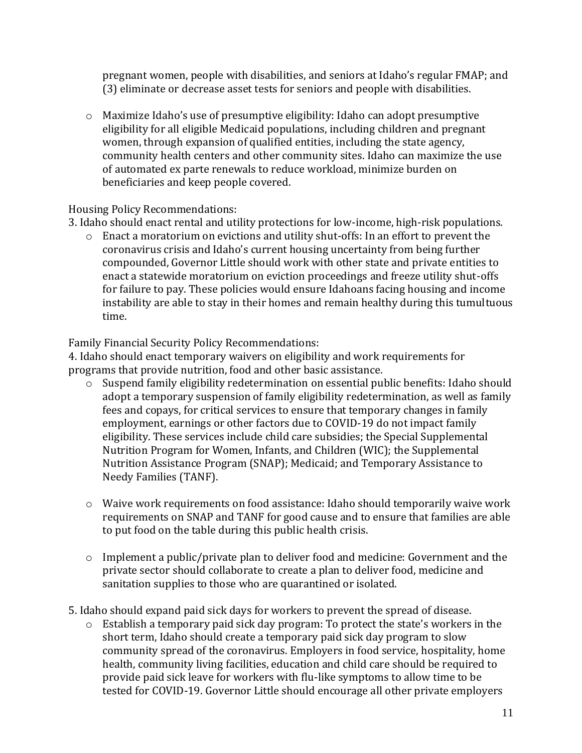pregnant women, people with disabilities, and seniors at Idaho's regular FMAP; and (3) eliminate or decrease asset tests for seniors and people with disabilities.

- Maximize Idaho's use of presumptive eligibility: Idaho can adopt presumptive eligibility for all eligible Medicaid populations, including children and pregnant women, through expansion of qualified entities, including the state agency, community health centers and other community sites. Idaho can maximize the use of automated ex parte renewals to reduce workload, minimize burden on beneficiaries and keep people covered.

Housing Policy Recommendations:

3. Idaho should enact rental and utility protections for low-income, high-risk populations.
   - Enact a moratorium on evictions and utility shut-offs: In an effort to prevent the coronavirus crisis and Idaho's current housing uncertainty from being further compounded, Governor Little should work with other state and private entities to enact a statewide moratorium on eviction proceedings and freeze utility shut-offs for failure to pay. These policies would ensure Idahoans facing housing and income instability are able to stay in their homes and remain healthy during this tumultuous time.

Family Financial Security Policy Recommendations:

4. Idaho should enact temporary waivers on eligibility and work requirements for programs that provide nutrition, food and other basic assistance.
   - Suspend family eligibility redetermination on essential public benefits: Idaho should adopt a temporary suspension of family eligibility redetermination, as well as family fees and copays, for critical services to ensure that temporary changes in family employment, earnings or other factors due to COVID-19 do not impact family eligibility. These services include child care subsidies; the Special Supplemental Nutrition Program for Women, Infants, and Children (WIC); the Supplemental Nutrition Assistance Program (SNAP); Medicaid; and Temporary Assistance to Needy Families (TANF).

   - Waive work requirements on food assistance: Idaho should temporarily waive work requirements on SNAP and TANF for good cause and to ensure that families are able to put food on the table during this public health crisis.

   - Implement a public/private plan to deliver food and medicine: Government and the private sector should collaborate to create a plan to deliver food, medicine and sanitation supplies to those who are quarantined or isolated.

5. Idaho should expand paid sick days for workers to prevent the spread of disease.
   - Establish a temporary paid sick day program: To protect the state's workers in the short term, Idaho should create a temporary paid sick day program to slow community spread of the coronavirus. Employers in food service, hospitality, home health, community living facilities, education and child care should be required to provide paid sick leave for workers with flu-like symptoms to allow time to be tested for COVID-19. Governor Little should encourage all other private employers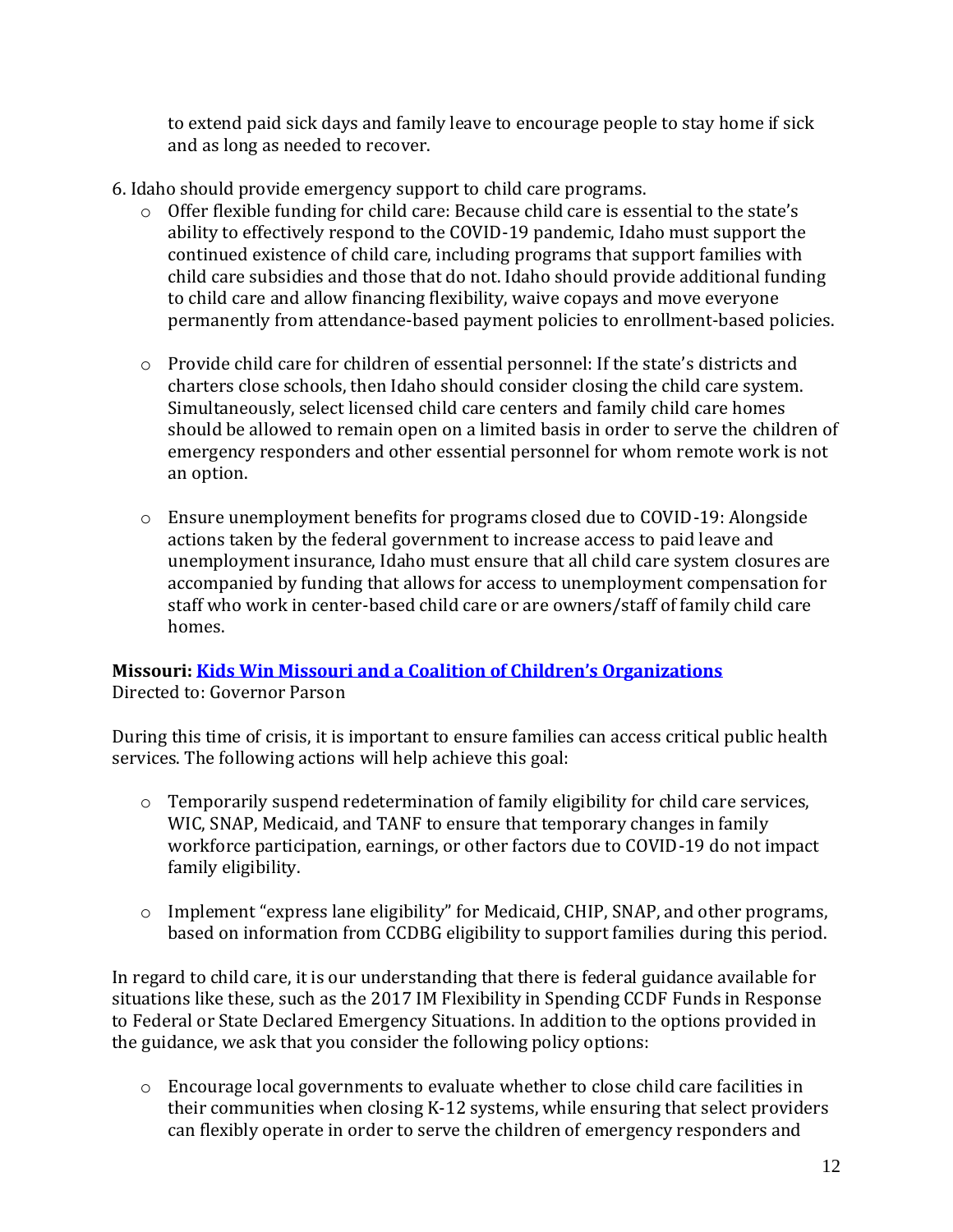to extend paid sick days and family leave to encourage people to stay home if sick and as long as needed to recover.

6. Idaho should provide emergency support to child care programs.
   - Offer flexible funding for child care: Because child care is essential to the state's ability to effectively respond to the COVID-19 pandemic, Idaho must support the continued existence of child care, including programs that support families with child care subsidies and those that do not. Idaho should provide additional funding to child care and allow financing flexibility, waive copays and move everyone permanently from attendance-based payment policies to enrollment-based policies.

   - Provide child care for children of essential personnel: If the state's districts and charters close schools, then Idaho should consider closing the child care system. Simultaneously, select licensed child care centers and family child care homes should be allowed to remain open on a limited basis in order to serve the children of emergency responders and other essential personnel for whom remote work is not an option.

   - Ensure unemployment benefits for programs closed due to COVID-19: Alongside actions taken by the federal government to increase access to paid leave and unemployment insurance, Idaho must ensure that all child care system closures are accompanied by funding that allows for access to unemployment compensation for staff who work in center-based child care or are owners/staff of family child care homes.

**Missouri: Kids Win Missouri and a Coalition of Children's Organizations**
Directed to: Governor Parson

During this time of crisis, it is important to ensure families can access critical public health services. The following actions will help achieve this goal:

- Temporarily suspend redetermination of family eligibility for child care services, WIC, SNAP, Medicaid, and TANF to ensure that temporary changes in family workforce participation, earnings, or other factors due to COVID-19 do not impact family eligibility.

- Implement "express lane eligibility" for Medicaid, CHIP, SNAP, and other programs, based on information from CCDBG eligibility to support families during this period.

In regard to child care, it is our understanding that there is federal guidance available for situations like these, such as the 2017 IM Flexibility in Spending CCDF Funds in Response to Federal or State Declared Emergency Situations. In addition to the options provided in the guidance, we ask that you consider the following policy options:

- Encourage local governments to evaluate whether to close child care facilities in their communities when closing K-12 systems, while ensuring that select providers can flexibly operate in order to serve the children of emergency responders and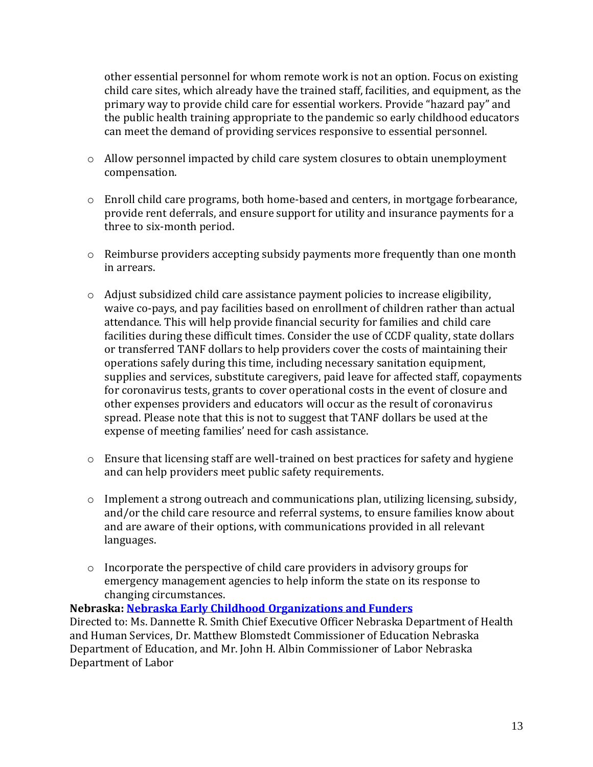other essential personnel for whom remote work is not an option. Focus on existing child care sites, which already have the trained staff, facilities, and equipment, as the primary way to provide child care for essential workers. Provide "hazard pay" and the public health training appropriate to the pandemic so early childhood educators can meet the demand of providing services responsive to essential personnel.

- Allow personnel impacted by child care system closures to obtain unemployment compensation.

- Enroll child care programs, both home-based and centers, in mortgage forbearance, provide rent deferrals, and ensure support for utility and insurance payments for a three to six-month period.

- Reimburse providers accepting subsidy payments more frequently than one month in arrears.

- Adjust subsidized child care assistance payment policies to increase eligibility, waive co-pays, and pay facilities based on enrollment of children rather than actual attendance. This will help provide financial security for families and child care facilities during these difficult times. Consider the use of CCDF quality, state dollars or transferred TANF dollars to help providers cover the costs of maintaining their operations safely during this time, including necessary sanitation equipment, supplies and services, substitute caregivers, paid leave for affected staff, copayments for coronavirus tests, grants to cover operational costs in the event of closure and other expenses providers and educators will occur as the result of coronavirus spread. Please note that this is not to suggest that TANF dollars be used at the expense of meeting families' need for cash assistance.

- Ensure that licensing staff are well-trained on best practices for safety and hygiene and can help providers meet public safety requirements.

- Implement a strong outreach and communications plan, utilizing licensing, subsidy, and/or the child care resource and referral systems, to ensure families know about and are aware of their options, with communications provided in all relevant languages.

- Incorporate the perspective of child care providers in advisory groups for emergency management agencies to help inform the state on its response to changing circumstances.

**Nebraska: Nebraska Early Childhood Organizations and Funders**
Directed to: Ms. Dannette R. Smith Chief Executive Officer Nebraska Department of Health and Human Services, Dr. Matthew Blomstedt Commissioner of Education Nebraska Department of Education, and Mr. John H. Albin Commissioner of Labor Nebraska Department of Labor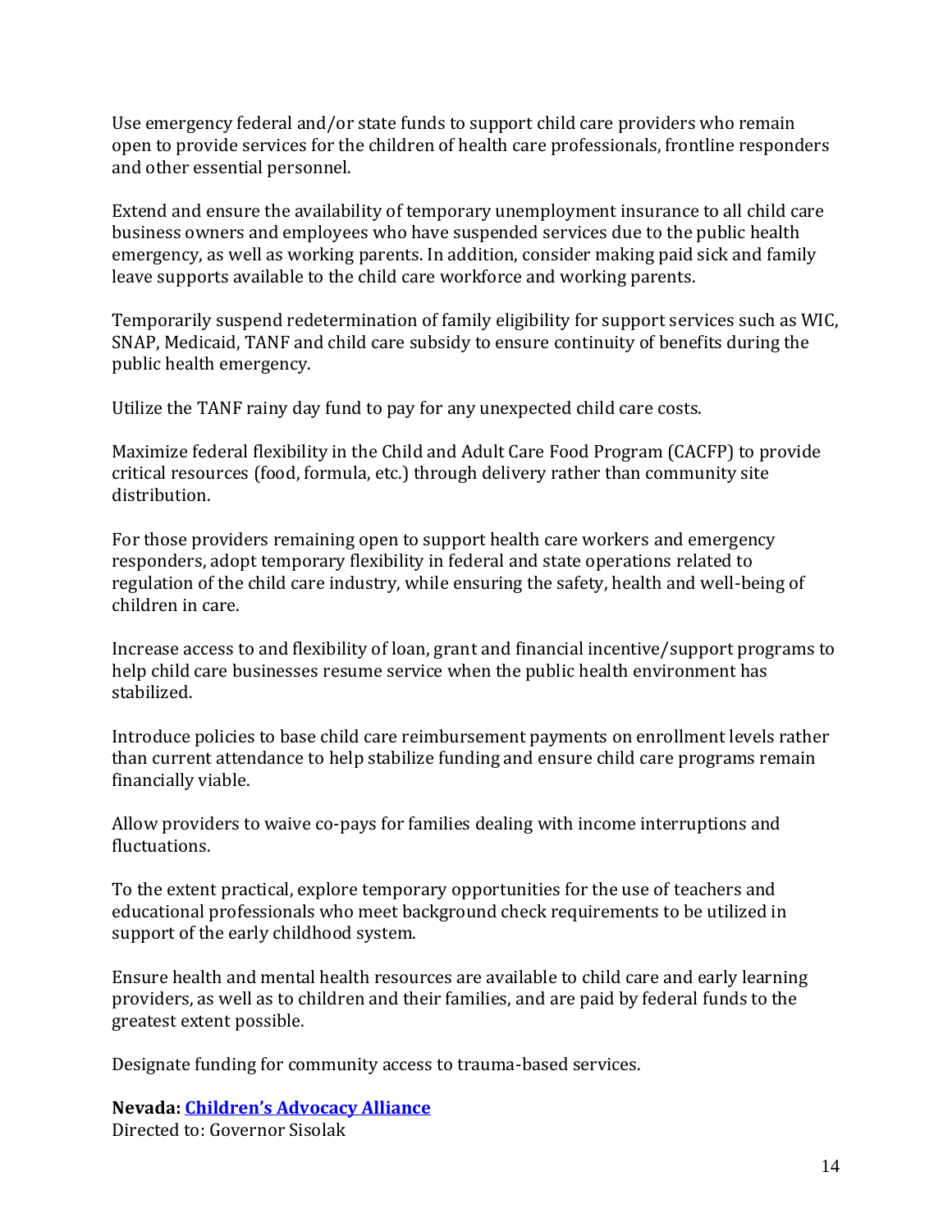Use emergency federal and/or state funds to support child care providers who remain open to provide services for the children of health care professionals, frontline responders and other essential personnel.

Extend and ensure the availability of temporary unemployment insurance to all child care business owners and employees who have suspended services due to the public health emergency, as well as working parents. In addition, consider making paid sick and family leave supports available to the child care workforce and working parents.

Temporarily suspend redetermination of family eligibility for support services such as WIC, SNAP, Medicaid, TANF and child care subsidy to ensure continuity of benefits during the public health emergency.

Utilize the TANF rainy day fund to pay for any unexpected child care costs.

Maximize federal flexibility in the Child and Adult Care Food Program (CACFP) to provide critical resources (food, formula, etc.) through delivery rather than community site distribution.

For those providers remaining open to support health care workers and emergency responders, adopt temporary flexibility in federal and state operations related to regulation of the child care industry, while ensuring the safety, health and well-being of children in care.

Increase access to and flexibility of loan, grant and financial incentive/support programs to help child care businesses resume service when the public health environment has stabilized.

Introduce policies to base child care reimbursement payments on enrollment levels rather than current attendance to help stabilize funding and ensure child care programs remain financially viable.

Allow providers to waive co-pays for families dealing with income interruptions and fluctuations.

To the extent practical, explore temporary opportunities for the use of teachers and educational professionals who meet background check requirements to be utilized in support of the early childhood system.

Ensure health and mental health resources are available to child care and early learning providers, as well as to children and their families, and are paid by federal funds to the greatest extent possible.

Designate funding for community access to trauma-based services.

**Nevada: Children's Advocacy Alliance**
Directed to: Governor Sisolak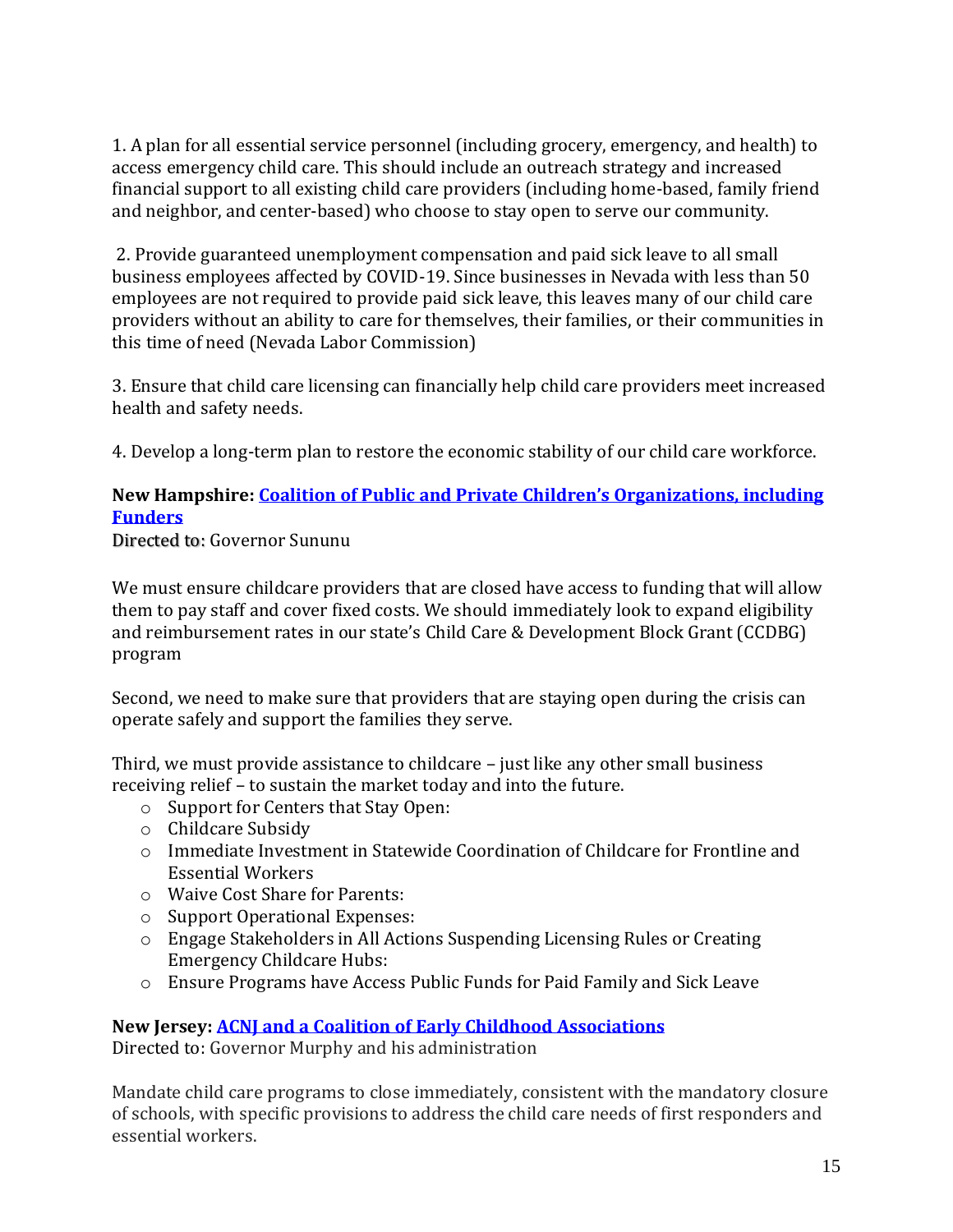1. A plan for all essential service personnel (including grocery, emergency, and health) to access emergency child care. This should include an outreach strategy and increased financial support to all existing child care providers (including home-based, family friend and neighbor, and center-based) who choose to stay open to serve our community.

2. Provide guaranteed unemployment compensation and paid sick leave to all small business employees affected by COVID-19. Since businesses in Nevada with less than 50 employees are not required to provide paid sick leave, this leaves many of our child care providers without an ability to care for themselves, their families, or their communities in this time of need (Nevada Labor Commission)

3. Ensure that child care licensing can financially help child care providers meet increased health and safety needs.

4. Develop a long-term plan to restore the economic stability of our child care workforce.

**New Hampshire: Coalition of Public and Private Children's Organizations, including Funders**

Directed to: Governor Sununu

We must ensure childcare providers that are closed have access to funding that will allow them to pay staff and cover fixed costs. We should immediately look to expand eligibility and reimbursement rates in our state's Child Care & Development Block Grant (CCDBG) program

Second, we need to make sure that providers that are staying open during the crisis can operate safely and support the families they serve.

Third, we must provide assistance to childcare – just like any other small business receiving relief – to sustain the market today and into the future.

- Support for Centers that Stay Open:
- Childcare Subsidy
- Immediate Investment in Statewide Coordination of Childcare for Frontline and Essential Workers
- Waive Cost Share for Parents:
- Support Operational Expenses:
- Engage Stakeholders in All Actions Suspending Licensing Rules or Creating Emergency Childcare Hubs:
- Ensure Programs have Access Public Funds for Paid Family and Sick Leave

**New Jersey: ACNJ and a Coalition of Early Childhood Associations**

Directed to: Governor Murphy and his administration

Mandate child care programs to close immediately, consistent with the mandatory closure of schools, with specific provisions to address the child care needs of first responders and essential workers.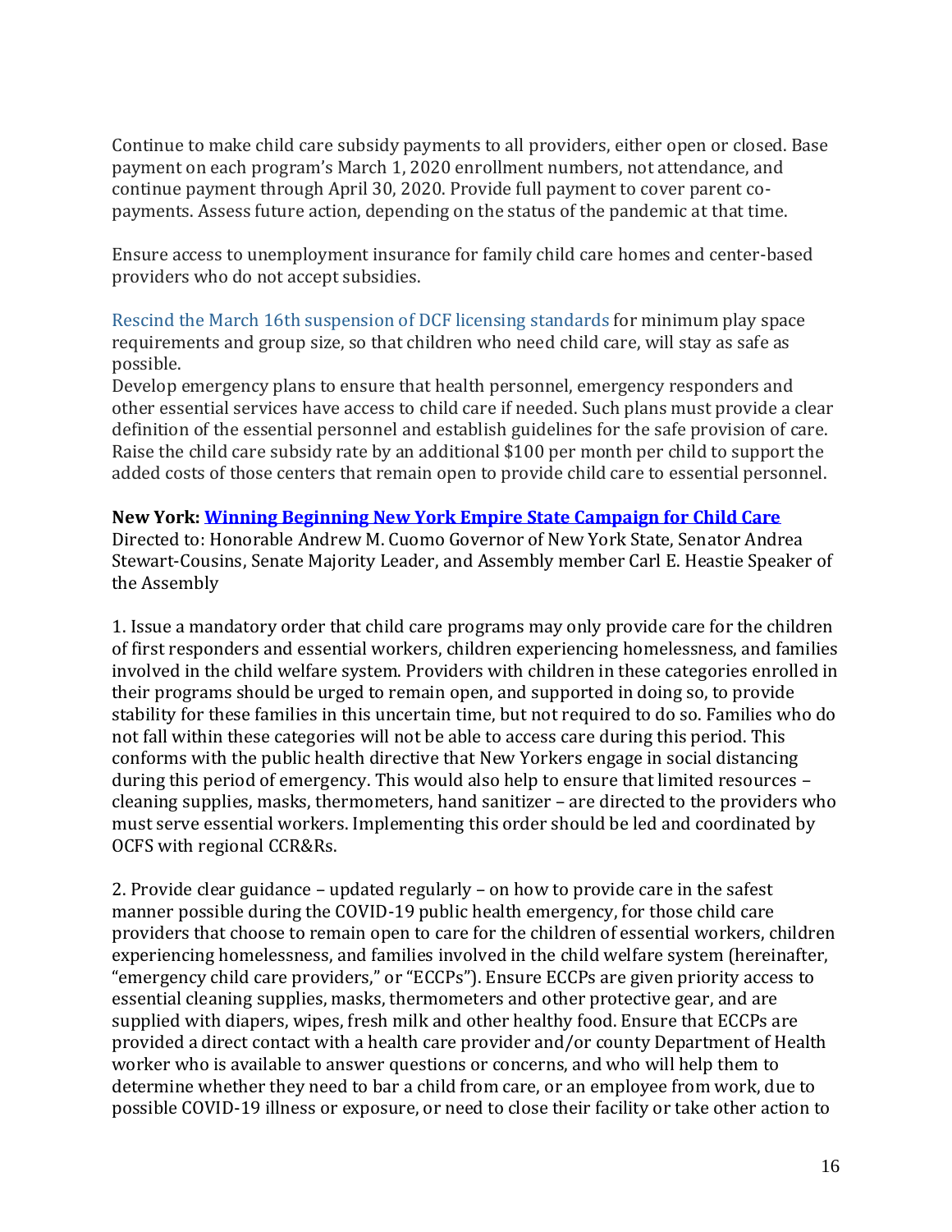Continue to make child care subsidy payments to all providers, either open or closed. Base payment on each program's March 1, 2020 enrollment numbers, not attendance, and continue payment through April 30, 2020. Provide full payment to cover parent co-payments. Assess future action, depending on the status of the pandemic at that time.

Ensure access to unemployment insurance for family child care homes and center-based providers who do not accept subsidies.

Rescind the March 16th suspension of DCF licensing standards for minimum play space requirements and group size, so that children who need child care, will stay as safe as possible.
Develop emergency plans to ensure that health personnel, emergency responders and other essential services have access to child care if needed. Such plans must provide a clear definition of the essential personnel and establish guidelines for the safe provision of care. Raise the child care subsidy rate by an additional $100 per month per child to support the added costs of those centers that remain open to provide child care to essential personnel.

**New York: Winning Beginning New York Empire State Campaign for Child Care**
Directed to: Honorable Andrew M. Cuomo Governor of New York State, Senator Andrea Stewart-Cousins, Senate Majority Leader, and Assembly member Carl E. Heastie Speaker of the Assembly

1. Issue a mandatory order that child care programs may only provide care for the children of first responders and essential workers, children experiencing homelessness, and families involved in the child welfare system. Providers with children in these categories enrolled in their programs should be urged to remain open, and supported in doing so, to provide stability for these families in this uncertain time, but not required to do so. Families who do not fall within these categories will not be able to access care during this period. This conforms with the public health directive that New Yorkers engage in social distancing during this period of emergency. This would also help to ensure that limited resources – cleaning supplies, masks, thermometers, hand sanitizer – are directed to the providers who must serve essential workers. Implementing this order should be led and coordinated by OCFS with regional CCR&Rs.

2. Provide clear guidance – updated regularly – on how to provide care in the safest manner possible during the COVID-19 public health emergency, for those child care providers that choose to remain open to care for the children of essential workers, children experiencing homelessness, and families involved in the child welfare system (hereinafter, "emergency child care providers," or "ECCPs"). Ensure ECCPs are given priority access to essential cleaning supplies, masks, thermometers and other protective gear, and are supplied with diapers, wipes, fresh milk and other healthy food. Ensure that ECCPs are provided a direct contact with a health care provider and/or county Department of Health worker who is available to answer questions or concerns, and who will help them to determine whether they need to bar a child from care, or an employee from work, due to possible COVID-19 illness or exposure, or need to close their facility or take other action to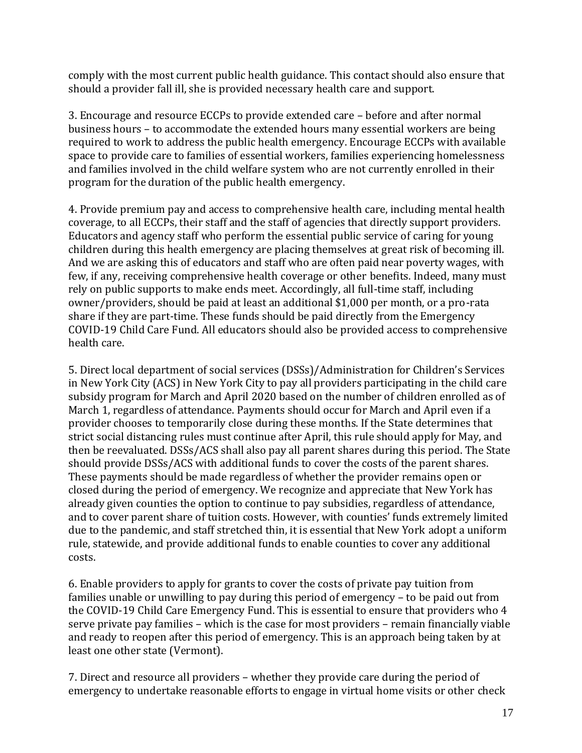comply with the most current public health guidance. This contact should also ensure that should a provider fall ill, she is provided necessary health care and support.

3. Encourage and resource ECCPs to provide extended care – before and after normal business hours – to accommodate the extended hours many essential workers are being required to work to address the public health emergency. Encourage ECCPs with available space to provide care to families of essential workers, families experiencing homelessness and families involved in the child welfare system who are not currently enrolled in their program for the duration of the public health emergency.

4. Provide premium pay and access to comprehensive health care, including mental health coverage, to all ECCPs, their staff and the staff of agencies that directly support providers. Educators and agency staff who perform the essential public service of caring for young children during this health emergency are placing themselves at great risk of becoming ill. And we are asking this of educators and staff who are often paid near poverty wages, with few, if any, receiving comprehensive health coverage or other benefits. Indeed, many must rely on public supports to make ends meet. Accordingly, all full-time staff, including owner/providers, should be paid at least an additional $1,000 per month, or a pro-rata share if they are part-time. These funds should be paid directly from the Emergency COVID-19 Child Care Fund. All educators should also be provided access to comprehensive health care.

5. Direct local department of social services (DSSs)/Administration for Children's Services in New York City (ACS) in New York City to pay all providers participating in the child care subsidy program for March and April 2020 based on the number of children enrolled as of March 1, regardless of attendance. Payments should occur for March and April even if a provider chooses to temporarily close during these months. If the State determines that strict social distancing rules must continue after April, this rule should apply for May, and then be reevaluated. DSSs/ACS shall also pay all parent shares during this period. The State should provide DSSs/ACS with additional funds to cover the costs of the parent shares. These payments should be made regardless of whether the provider remains open or closed during the period of emergency. We recognize and appreciate that New York has already given counties the option to continue to pay subsidies, regardless of attendance, and to cover parent share of tuition costs. However, with counties' funds extremely limited due to the pandemic, and staff stretched thin, it is essential that New York adopt a uniform rule, statewide, and provide additional funds to enable counties to cover any additional costs.

6. Enable providers to apply for grants to cover the costs of private pay tuition from families unable or unwilling to pay during this period of emergency – to be paid out from the COVID-19 Child Care Emergency Fund. This is essential to ensure that providers who 4 serve private pay families – which is the case for most providers – remain financially viable and ready to reopen after this period of emergency. This is an approach being taken by at least one other state (Vermont).

7. Direct and resource all providers – whether they provide care during the period of emergency to undertake reasonable efforts to engage in virtual home visits or other check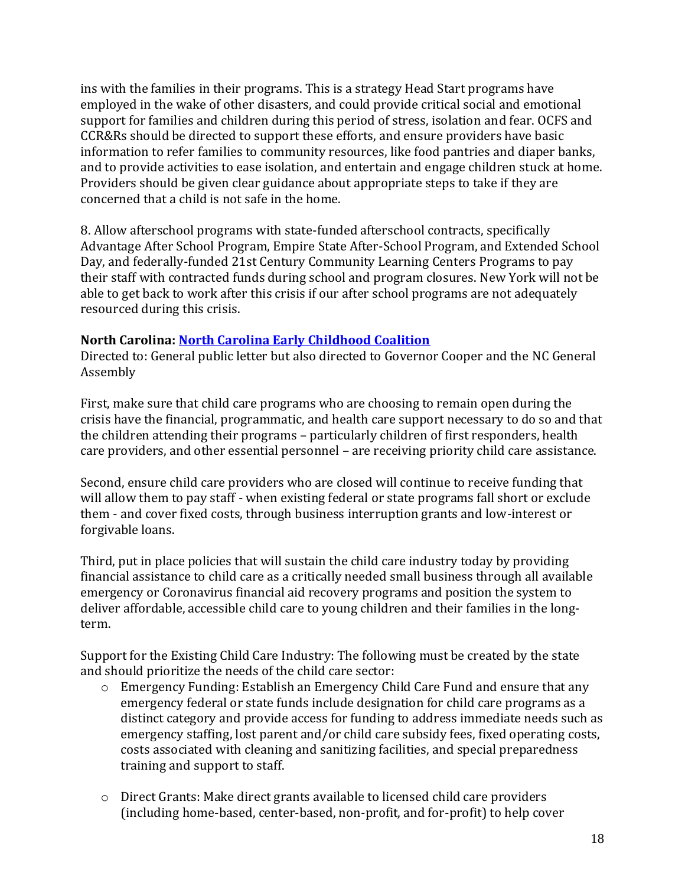ins with the families in their programs. This is a strategy Head Start programs have employed in the wake of other disasters, and could provide critical social and emotional support for families and children during this period of stress, isolation and fear. OCFS and CCR&Rs should be directed to support these efforts, and ensure providers have basic information to refer families to community resources, like food pantries and diaper banks, and to provide activities to ease isolation, and entertain and engage children stuck at home. Providers should be given clear guidance about appropriate steps to take if they are concerned that a child is not safe in the home.

8. Allow afterschool programs with state-funded afterschool contracts, specifically Advantage After School Program, Empire State After-School Program, and Extended School Day, and federally-funded 21st Century Community Learning Centers Programs to pay their staff with contracted funds during school and program closures. New York will not be able to get back to work after this crisis if our after school programs are not adequately resourced during this crisis.

**North Carolina: North Carolina Early Childhood Coalition**

Directed to: General public letter but also directed to Governor Cooper and the NC General Assembly

First, make sure that child care programs who are choosing to remain open during the crisis have the financial, programmatic, and health care support necessary to do so and that the children attending their programs – particularly children of first responders, health care providers, and other essential personnel – are receiving priority child care assistance.

Second, ensure child care providers who are closed will continue to receive funding that will allow them to pay staff - when existing federal or state programs fall short or exclude them - and cover fixed costs, through business interruption grants and low-interest or forgivable loans.

Third, put in place policies that will sustain the child care industry today by providing financial assistance to child care as a critically needed small business through all available emergency or Coronavirus financial aid recovery programs and position the system to deliver affordable, accessible child care to young children and their families in the long-term.

Support for the Existing Child Care Industry: The following must be created by the state and should prioritize the needs of the child care sector:

- Emergency Funding: Establish an Emergency Child Care Fund and ensure that any emergency federal or state funds include designation for child care programs as a distinct category and provide access for funding to address immediate needs such as emergency staffing, lost parent and/or child care subsidy fees, fixed operating costs, costs associated with cleaning and sanitizing facilities, and special preparedness training and support to staff.

- Direct Grants: Make direct grants available to licensed child care providers (including home-based, center-based, non-profit, and for-profit) to help cover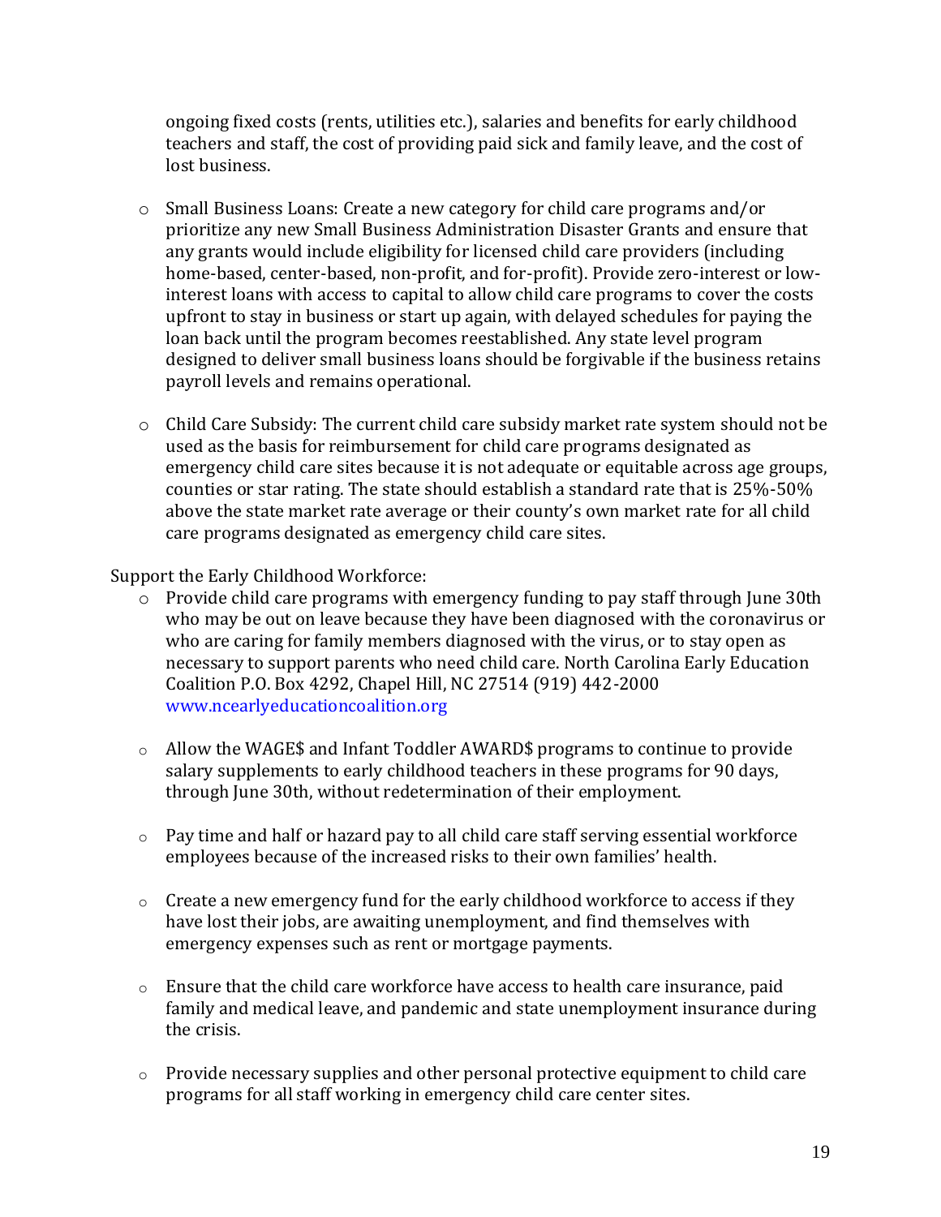ongoing fixed costs (rents, utilities etc.), salaries and benefits for early childhood teachers and staff, the cost of providing paid sick and family leave, and the cost of lost business.

- Small Business Loans: Create a new category for child care programs and/or prioritize any new Small Business Administration Disaster Grants and ensure that any grants would include eligibility for licensed child care providers (including home-based, center-based, non-profit, and for-profit). Provide zero-interest or low-interest loans with access to capital to allow child care programs to cover the costs upfront to stay in business or start up again, with delayed schedules for paying the loan back until the program becomes reestablished. Any state level program designed to deliver small business loans should be forgivable if the business retains payroll levels and remains operational.

- Child Care Subsidy: The current child care subsidy market rate system should not be used as the basis for reimbursement for child care programs designated as emergency child care sites because it is not adequate or equitable across age groups, counties or star rating. The state should establish a standard rate that is 25%-50% above the state market rate average or their county's own market rate for all child care programs designated as emergency child care sites.

Support the Early Childhood Workforce:

- Provide child care programs with emergency funding to pay staff through June 30th who may be out on leave because they have been diagnosed with the coronavirus or who are caring for family members diagnosed with the virus, or to stay open as necessary to support parents who need child care. North Carolina Early Education Coalition P.O. Box 4292, Chapel Hill, NC 27514 (919) 442-2000 www.ncearlyeducationcoalition.org

- Allow the WAGE$ and Infant Toddler AWARD$ programs to continue to provide salary supplements to early childhood teachers in these programs for 90 days, through June 30th, without redetermination of their employment.

- Pay time and half or hazard pay to all child care staff serving essential workforce employees because of the increased risks to their own families' health.

- Create a new emergency fund for the early childhood workforce to access if they have lost their jobs, are awaiting unemployment, and find themselves with emergency expenses such as rent or mortgage payments.

- Ensure that the child care workforce have access to health care insurance, paid family and medical leave, and pandemic and state unemployment insurance during the crisis.

- Provide necessary supplies and other personal protective equipment to child care programs for all staff working in emergency child care center sites.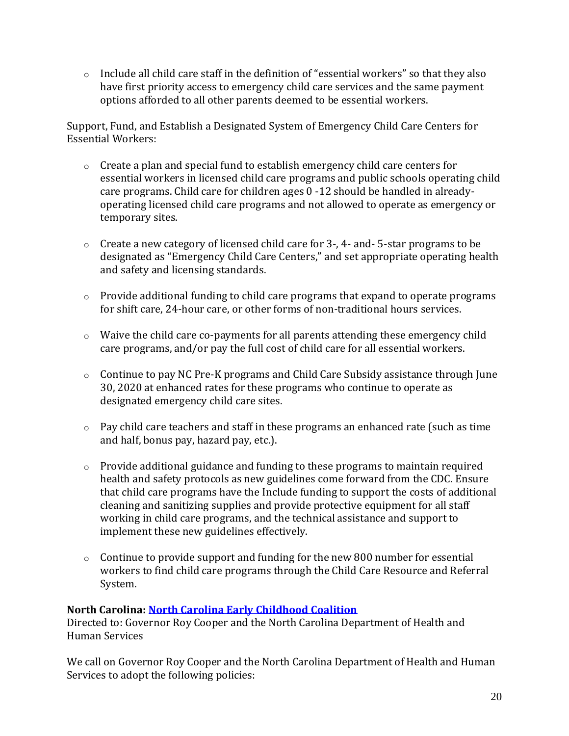- Include all child care staff in the definition of "essential workers" so that they also have first priority access to emergency child care services and the same payment options afforded to all other parents deemed to be essential workers.

Support, Fund, and Establish a Designated System of Emergency Child Care Centers for Essential Workers:

- Create a plan and special fund to establish emergency child care centers for essential workers in licensed child care programs and public schools operating child care programs. Child care for children ages 0 -12 should be handled in already-operating licensed child care programs and not allowed to operate as emergency or temporary sites.

- Create a new category of licensed child care for 3-, 4- and- 5-star programs to be designated as "Emergency Child Care Centers," and set appropriate operating health and safety and licensing standards.

- Provide additional funding to child care programs that expand to operate programs for shift care, 24-hour care, or other forms of non-traditional hours services.

- Waive the child care co-payments for all parents attending these emergency child care programs, and/or pay the full cost of child care for all essential workers.

- Continue to pay NC Pre-K programs and Child Care Subsidy assistance through June 30, 2020 at enhanced rates for these programs who continue to operate as designated emergency child care sites.

- Pay child care teachers and staff in these programs an enhanced rate (such as time and half, bonus pay, hazard pay, etc.).

- Provide additional guidance and funding to these programs to maintain required health and safety protocols as new guidelines come forward from the CDC. Ensure that child care programs have the Include funding to support the costs of additional cleaning and sanitizing supplies and provide protective equipment for all staff working in child care programs, and the technical assistance and support to implement these new guidelines effectively.

- Continue to provide support and funding for the new 800 number for essential workers to find child care programs through the Child Care Resource and Referral System.

**North Carolina: North Carolina Early Childhood Coalition**
Directed to: Governor Roy Cooper and the North Carolina Department of Health and Human Services

We call on Governor Roy Cooper and the North Carolina Department of Health and Human Services to adopt the following policies: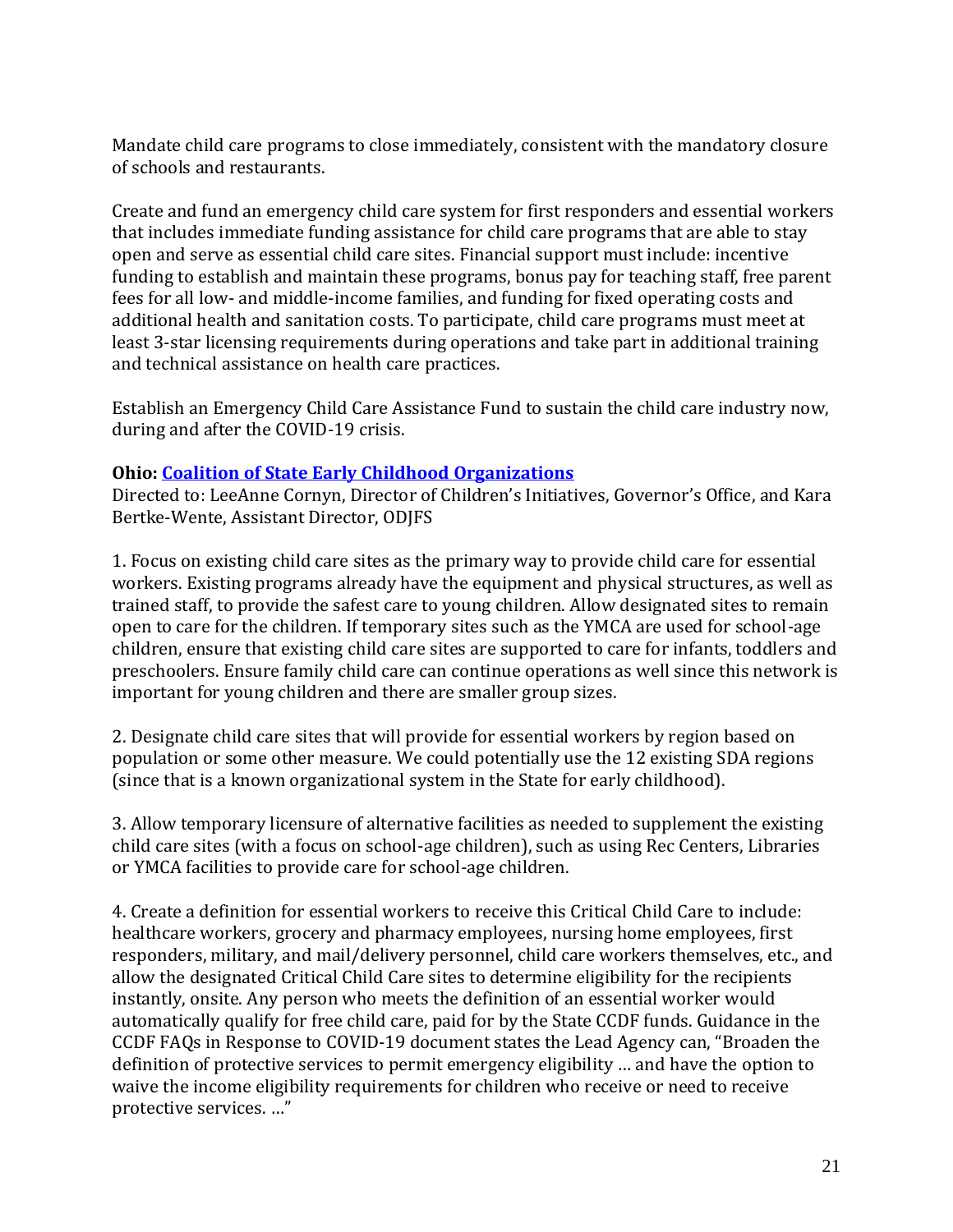Mandate child care programs to close immediately, consistent with the mandatory closure of schools and restaurants.

Create and fund an emergency child care system for first responders and essential workers that includes immediate funding assistance for child care programs that are able to stay open and serve as essential child care sites. Financial support must include: incentive funding to establish and maintain these programs, bonus pay for teaching staff, free parent fees for all low- and middle-income families, and funding for fixed operating costs and additional health and sanitation costs. To participate, child care programs must meet at least 3-star licensing requirements during operations and take part in additional training and technical assistance on health care practices.

Establish an Emergency Child Care Assistance Fund to sustain the child care industry now, during and after the COVID-19 crisis.

**Ohio: Coalition of State Early Childhood Organizations**
Directed to: LeeAnne Cornyn, Director of Children's Initiatives, Governor's Office, and Kara Bertke-Wente, Assistant Director, ODJFS

1. Focus on existing child care sites as the primary way to provide child care for essential workers. Existing programs already have the equipment and physical structures, as well as trained staff, to provide the safest care to young children. Allow designated sites to remain open to care for the children. If temporary sites such as the YMCA are used for school-age children, ensure that existing child care sites are supported to care for infants, toddlers and preschoolers. Ensure family child care can continue operations as well since this network is important for young children and there are smaller group sizes.

2. Designate child care sites that will provide for essential workers by region based on population or some other measure. We could potentially use the 12 existing SDA regions (since that is a known organizational system in the State for early childhood).

3. Allow temporary licensure of alternative facilities as needed to supplement the existing child care sites (with a focus on school-age children), such as using Rec Centers, Libraries or YMCA facilities to provide care for school-age children.

4. Create a definition for essential workers to receive this Critical Child Care to include: healthcare workers, grocery and pharmacy employees, nursing home employees, first responders, military, and mail/delivery personnel, child care workers themselves, etc., and allow the designated Critical Child Care sites to determine eligibility for the recipients instantly, onsite. Any person who meets the definition of an essential worker would automatically qualify for free child care, paid for by the State CCDF funds. Guidance in the CCDF FAQs in Response to COVID-19 document states the Lead Agency can, "Broaden the definition of protective services to permit emergency eligibility … and have the option to waive the income eligibility requirements for children who receive or need to receive protective services. …"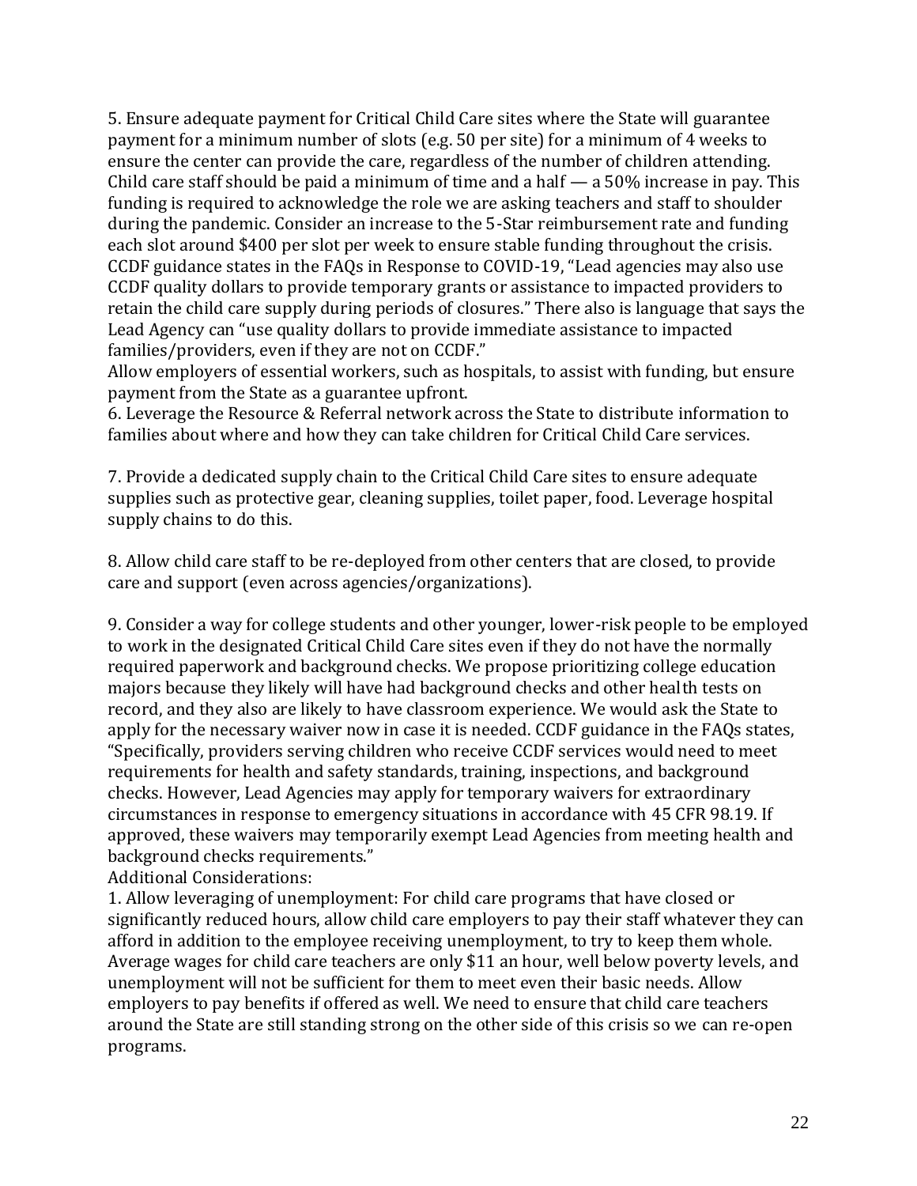5. Ensure adequate payment for Critical Child Care sites where the State will guarantee payment for a minimum number of slots (e.g. 50 per site) for a minimum of 4 weeks to ensure the center can provide the care, regardless of the number of children attending. Child care staff should be paid a minimum of time and a half — a 50% increase in pay. This funding is required to acknowledge the role we are asking teachers and staff to shoulder during the pandemic. Consider an increase to the 5-Star reimbursement rate and funding each slot around $400 per slot per week to ensure stable funding throughout the crisis. CCDF guidance states in the FAQs in Response to COVID-19, "Lead agencies may also use CCDF quality dollars to provide temporary grants or assistance to impacted providers to retain the child care supply during periods of closures." There also is language that says the Lead Agency can "use quality dollars to provide immediate assistance to impacted families/providers, even if they are not on CCDF."

Allow employers of essential workers, such as hospitals, to assist with funding, but ensure payment from the State as a guarantee upfront.

6. Leverage the Resource & Referral network across the State to distribute information to families about where and how they can take children for Critical Child Care services.

7. Provide a dedicated supply chain to the Critical Child Care sites to ensure adequate supplies such as protective gear, cleaning supplies, toilet paper, food. Leverage hospital supply chains to do this.

8. Allow child care staff to be re-deployed from other centers that are closed, to provide care and support (even across agencies/organizations).

9. Consider a way for college students and other younger, lower-risk people to be employed to work in the designated Critical Child Care sites even if they do not have the normally required paperwork and background checks. We propose prioritizing college education majors because they likely will have had background checks and other health tests on record, and they also are likely to have classroom experience. We would ask the State to apply for the necessary waiver now in case it is needed. CCDF guidance in the FAQs states, "Specifically, providers serving children who receive CCDF services would need to meet requirements for health and safety standards, training, inspections, and background checks. However, Lead Agencies may apply for temporary waivers for extraordinary circumstances in response to emergency situations in accordance with 45 CFR 98.19. If approved, these waivers may temporarily exempt Lead Agencies from meeting health and background checks requirements."

Additional Considerations:

1. Allow leveraging of unemployment: For child care programs that have closed or significantly reduced hours, allow child care employers to pay their staff whatever they can afford in addition to the employee receiving unemployment, to try to keep them whole. Average wages for child care teachers are only $11 an hour, well below poverty levels, and unemployment will not be sufficient for them to meet even their basic needs. Allow employers to pay benefits if offered as well. We need to ensure that child care teachers around the State are still standing strong on the other side of this crisis so we can re-open programs.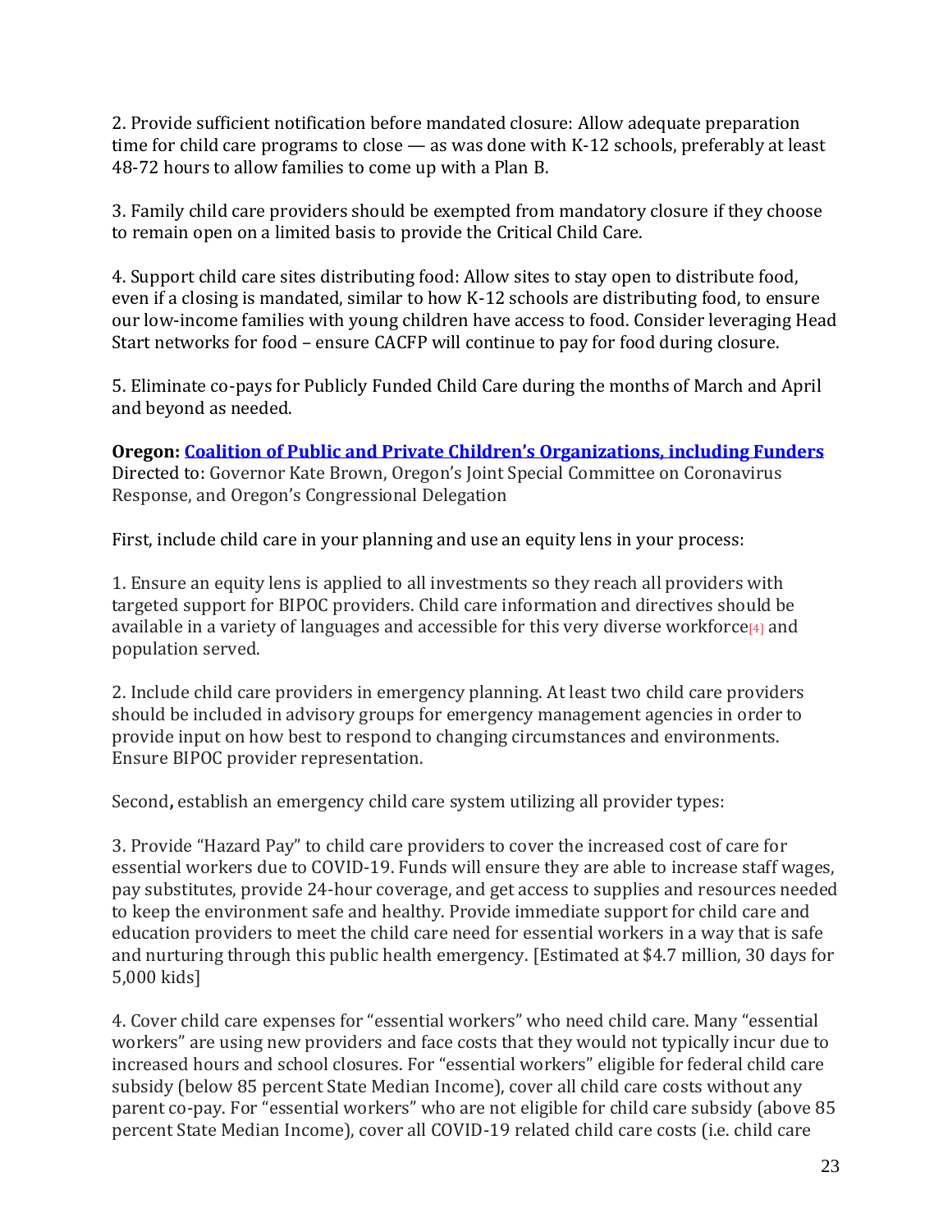2. Provide sufficient notification before mandated closure: Allow adequate preparation time for child care programs to close — as was done with K-12 schools, preferably at least 48-72 hours to allow families to come up with a Plan B.

3. Family child care providers should be exempted from mandatory closure if they choose to remain open on a limited basis to provide the Critical Child Care.

4. Support child care sites distributing food: Allow sites to stay open to distribute food, even if a closing is mandated, similar to how K-12 schools are distributing food, to ensure our low-income families with young children have access to food. Consider leveraging Head Start networks for food – ensure CACFP will continue to pay for food during closure.

5. Eliminate co-pays for Publicly Funded Child Care during the months of March and April and beyond as needed.

**Oregon: Coalition of Public and Private Children's Organizations, including Funders**
Directed to: Governor Kate Brown, Oregon's Joint Special Committee on Coronavirus Response, and Oregon's Congressional Delegation

First, include child care in your planning and use an equity lens in your process:

1. Ensure an equity lens is applied to all investments so they reach all providers with targeted support for BIPOC providers. Child care information and directives should be available in a variety of languages and accessible for this very diverse workforce[4] and population served.

2. Include child care providers in emergency planning. At least two child care providers should be included in advisory groups for emergency management agencies in order to provide input on how best to respond to changing circumstances and environments. Ensure BIPOC provider representation.

Second**,** establish an emergency child care system utilizing all provider types:

3. Provide "Hazard Pay" to child care providers to cover the increased cost of care for essential workers due to COVID-19. Funds will ensure they are able to increase staff wages, pay substitutes, provide 24-hour coverage, and get access to supplies and resources needed to keep the environment safe and healthy. Provide immediate support for child care and education providers to meet the child care need for essential workers in a way that is safe and nurturing through this public health emergency. [Estimated at $4.7 million, 30 days for 5,000 kids]

4. Cover child care expenses for "essential workers" who need child care. Many "essential workers" are using new providers and face costs that they would not typically incur due to increased hours and school closures. For "essential workers" eligible for federal child care subsidy (below 85 percent State Median Income), cover all child care costs without any parent co-pay. For "essential workers" who are not eligible for child care subsidy (above 85 percent State Median Income), cover all COVID-19 related child care costs (i.e. child care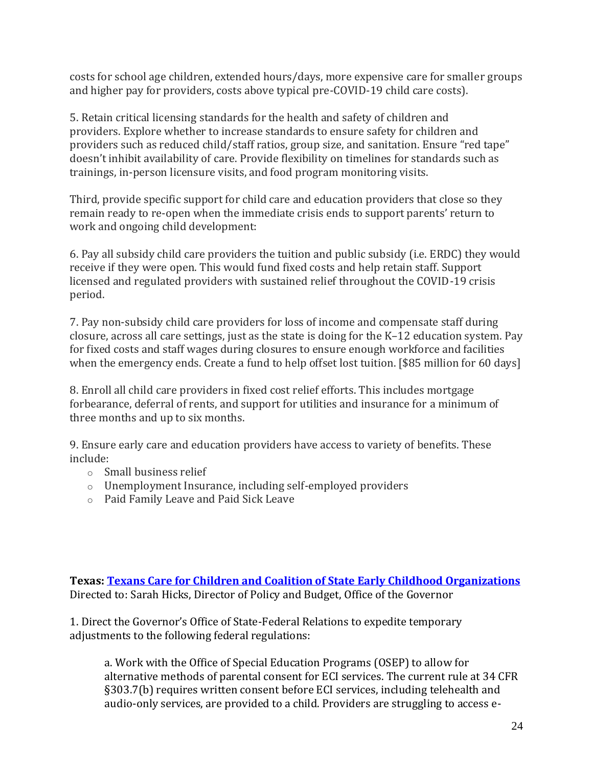costs for school age children, extended hours/days, more expensive care for smaller groups and higher pay for providers, costs above typical pre-COVID-19 child care costs).

5. Retain critical licensing standards for the health and safety of children and providers. Explore whether to increase standards to ensure safety for children and providers such as reduced child/staff ratios, group size, and sanitation. Ensure "red tape" doesn't inhibit availability of care. Provide flexibility on timelines for standards such as trainings, in-person licensure visits, and food program monitoring visits.

Third, provide specific support for child care and education providers that close so they remain ready to re-open when the immediate crisis ends to support parents' return to work and ongoing child development:

6. Pay all subsidy child care providers the tuition and public subsidy (i.e. ERDC) they would receive if they were open. This would fund fixed costs and help retain staff. Support licensed and regulated providers with sustained relief throughout the COVID-19 crisis period.

7. Pay non-subsidy child care providers for loss of income and compensate staff during closure, across all care settings, just as the state is doing for the K–12 education system. Pay for fixed costs and staff wages during closures to ensure enough workforce and facilities when the emergency ends. Create a fund to help offset lost tuition. [$85 million for 60 days]

8. Enroll all child care providers in fixed cost relief efforts. This includes mortgage forbearance, deferral of rents, and support for utilities and insurance for a minimum of three months and up to six months.

9. Ensure early care and education providers have access to variety of benefits. These include:

- Small business relief
- Unemployment Insurance, including self-employed providers
- Paid Family Leave and Paid Sick Leave

**Texas: Texans Care for Children and Coalition of State Early Childhood Organizations**
Directed to: Sarah Hicks, Director of Policy and Budget, Office of the Governor

1. Direct the Governor's Office of State-Federal Relations to expedite temporary adjustments to the following federal regulations:

    a. Work with the Office of Special Education Programs (OSEP) to allow for alternative methods of parental consent for ECI services. The current rule at 34 CFR §303.7(b) requires written consent before ECI services, including telehealth and audio-only services, are provided to a child. Providers are struggling to access e-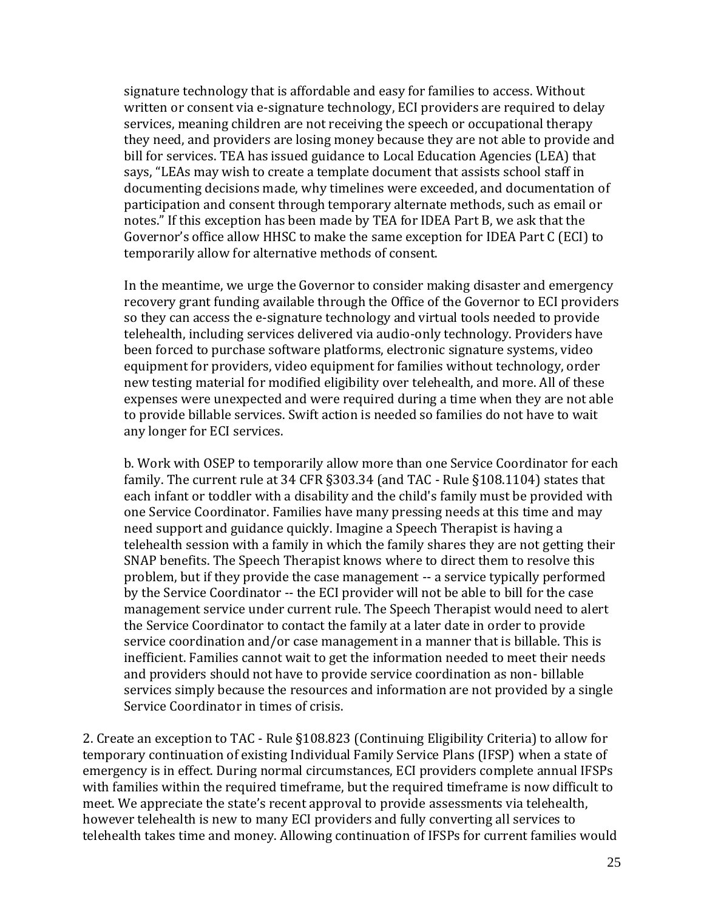signature technology that is affordable and easy for families to access. Without written or consent via e-signature technology, ECI providers are required to delay services, meaning children are not receiving the speech or occupational therapy they need, and providers are losing money because they are not able to provide and bill for services. TEA has issued guidance to Local Education Agencies (LEA) that says, "LEAs may wish to create a template document that assists school staff in documenting decisions made, why timelines were exceeded, and documentation of participation and consent through temporary alternate methods, such as email or notes." If this exception has been made by TEA for IDEA Part B, we ask that the Governor's office allow HHSC to make the same exception for IDEA Part C (ECI) to temporarily allow for alternative methods of consent.

In the meantime, we urge the Governor to consider making disaster and emergency recovery grant funding available through the Office of the Governor to ECI providers so they can access the e-signature technology and virtual tools needed to provide telehealth, including services delivered via audio-only technology. Providers have been forced to purchase software platforms, electronic signature systems, video equipment for providers, video equipment for families without technology, order new testing material for modified eligibility over telehealth, and more. All of these expenses were unexpected and were required during a time when they are not able to provide billable services. Swift action is needed so families do not have to wait any longer for ECI services.

b. Work with OSEP to temporarily allow more than one Service Coordinator for each family. The current rule at 34 CFR §303.34 (and TAC - Rule §108.1104) states that each infant or toddler with a disability and the child's family must be provided with one Service Coordinator. Families have many pressing needs at this time and may need support and guidance quickly. Imagine a Speech Therapist is having a telehealth session with a family in which the family shares they are not getting their SNAP benefits. The Speech Therapist knows where to direct them to resolve this problem, but if they provide the case management -- a service typically performed by the Service Coordinator -- the ECI provider will not be able to bill for the case management service under current rule. The Speech Therapist would need to alert the Service Coordinator to contact the family at a later date in order to provide service coordination and/or case management in a manner that is billable. This is inefficient. Families cannot wait to get the information needed to meet their needs and providers should not have to provide service coordination as non- billable services simply because the resources and information are not provided by a single Service Coordinator in times of crisis.

2. Create an exception to TAC - Rule §108.823 (Continuing Eligibility Criteria) to allow for temporary continuation of existing Individual Family Service Plans (IFSP) when a state of emergency is in effect. During normal circumstances, ECI providers complete annual IFSPs with families within the required timeframe, but the required timeframe is now difficult to meet. We appreciate the state's recent approval to provide assessments via telehealth, however telehealth is new to many ECI providers and fully converting all services to telehealth takes time and money. Allowing continuation of IFSPs for current families would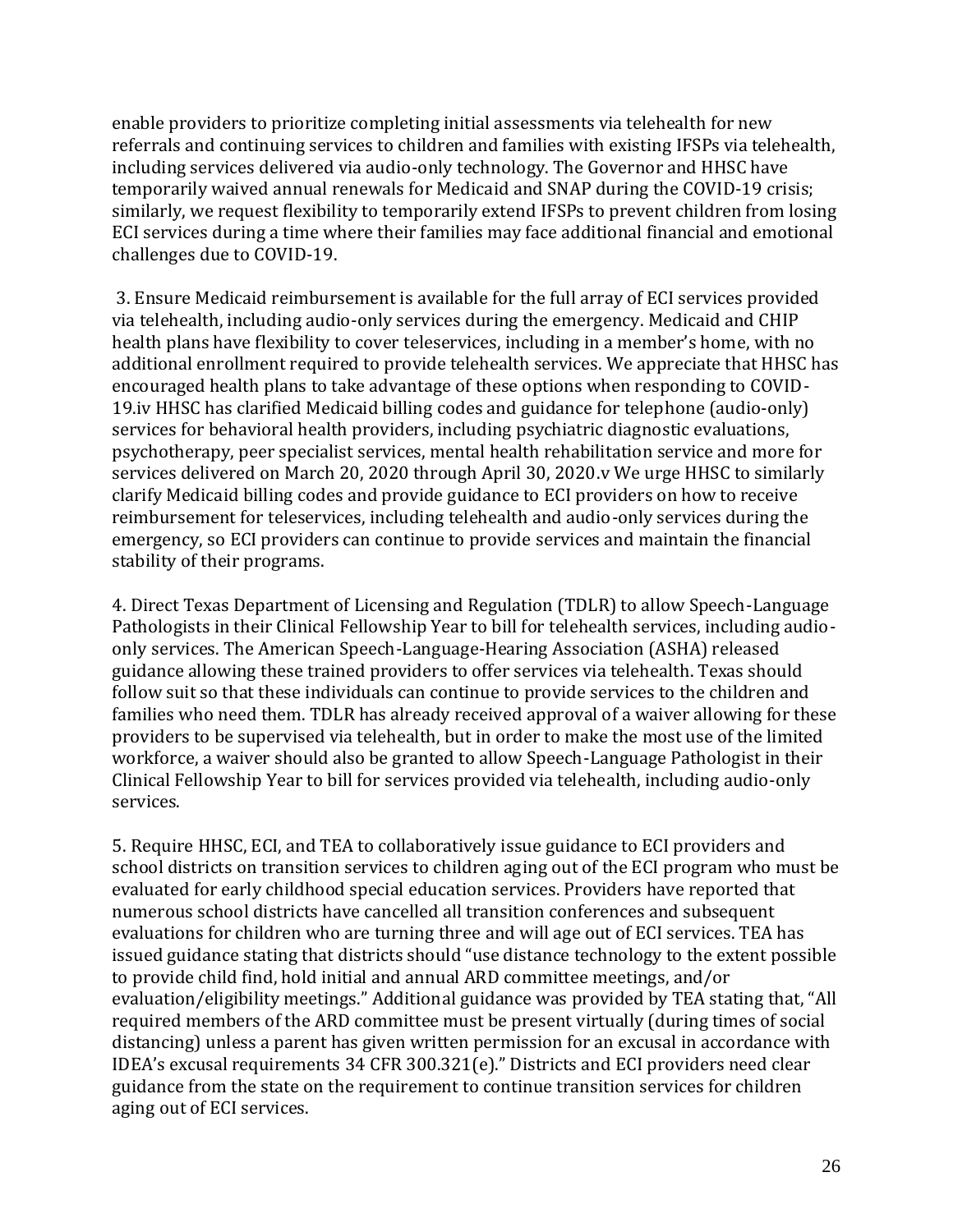enable providers to prioritize completing initial assessments via telehealth for new referrals and continuing services to children and families with existing IFSPs via telehealth, including services delivered via audio-only technology. The Governor and HHSC have temporarily waived annual renewals for Medicaid and SNAP during the COVID-19 crisis; similarly, we request flexibility to temporarily extend IFSPs to prevent children from losing ECI services during a time where their families may face additional financial and emotional challenges due to COVID-19.

3. Ensure Medicaid reimbursement is available for the full array of ECI services provided via telehealth, including audio-only services during the emergency. Medicaid and CHIP health plans have flexibility to cover teleservices, including in a member's home, with no additional enrollment required to provide telehealth services. We appreciate that HHSC has encouraged health plans to take advantage of these options when responding to COVID-19.[iv] HHSC has clarified Medicaid billing codes and guidance for telephone (audio-only) services for behavioral health providers, including psychiatric diagnostic evaluations, psychotherapy, peer specialist services, mental health rehabilitation service and more for services delivered on March 20, 2020 through April 30, 2020.[v] We urge HHSC to similarly clarify Medicaid billing codes and provide guidance to ECI providers on how to receive reimbursement for teleservices, including telehealth and audio-only services during the emergency, so ECI providers can continue to provide services and maintain the financial stability of their programs.

4. Direct Texas Department of Licensing and Regulation (TDLR) to allow Speech-Language Pathologists in their Clinical Fellowship Year to bill for telehealth services, including audio-only services. The American Speech-Language-Hearing Association (ASHA) released guidance allowing these trained providers to offer services via telehealth. Texas should follow suit so that these individuals can continue to provide services to the children and families who need them. TDLR has already received approval of a waiver allowing for these providers to be supervised via telehealth, but in order to make the most use of the limited workforce, a waiver should also be granted to allow Speech-Language Pathologist in their Clinical Fellowship Year to bill for services provided via telehealth, including audio-only services.

5. Require HHSC, ECI, and TEA to collaboratively issue guidance to ECI providers and school districts on transition services to children aging out of the ECI program who must be evaluated for early childhood special education services. Providers have reported that numerous school districts have cancelled all transition conferences and subsequent evaluations for children who are turning three and will age out of ECI services. TEA has issued guidance stating that districts should "use distance technology to the extent possible to provide child find, hold initial and annual ARD committee meetings, and/or evaluation/eligibility meetings." Additional guidance was provided by TEA stating that, "All required members of the ARD committee must be present virtually (during times of social distancing) unless a parent has given written permission for an excusal in accordance with IDEA's excusal requirements 34 CFR 300.321(e)." Districts and ECI providers need clear guidance from the state on the requirement to continue transition services for children aging out of ECI services.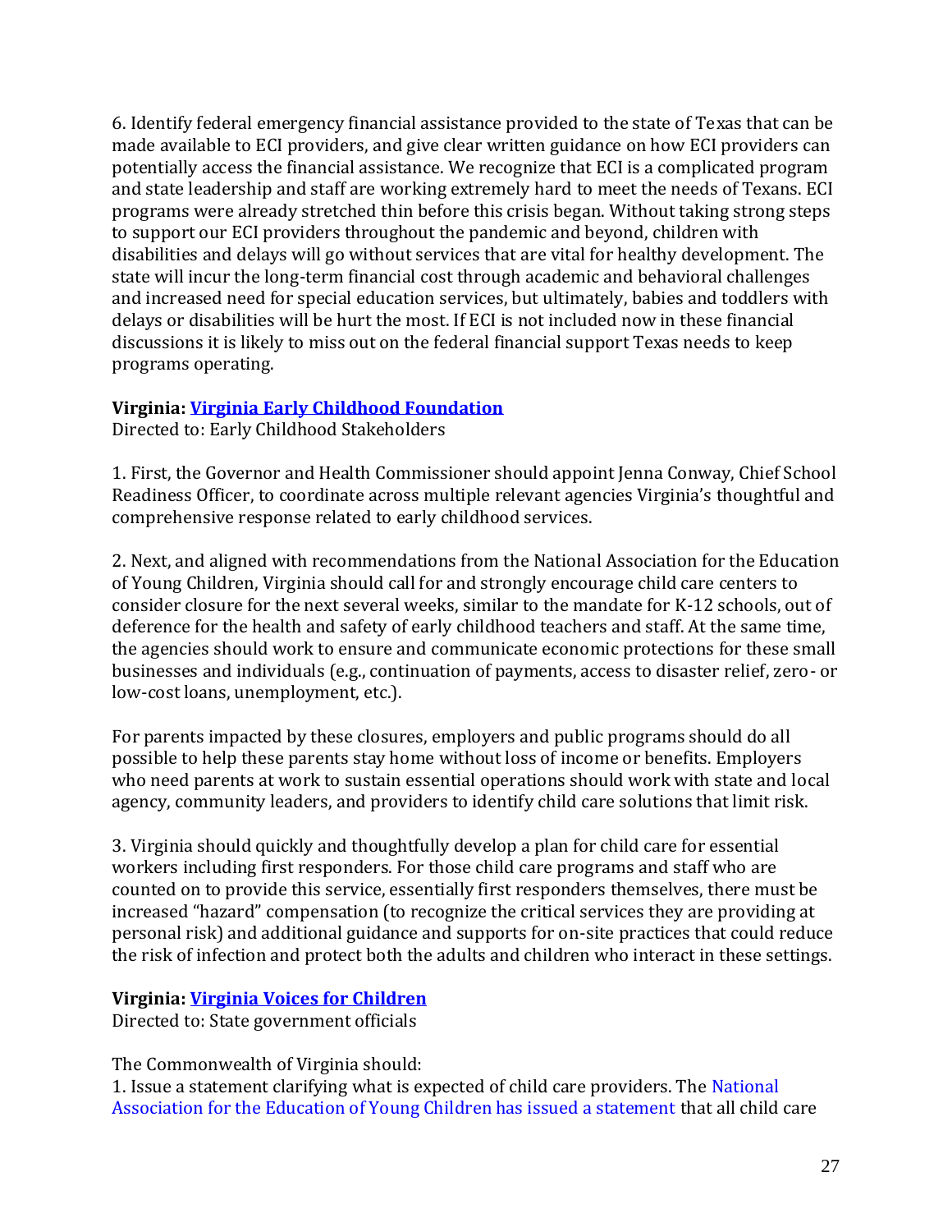6. Identify federal emergency financial assistance provided to the state of Texas that can be made available to ECI providers, and give clear written guidance on how ECI providers can potentially access the financial assistance. We recognize that ECI is a complicated program and state leadership and staff are working extremely hard to meet the needs of Texans. ECI programs were already stretched thin before this crisis began. Without taking strong steps to support our ECI providers throughout the pandemic and beyond, children with disabilities and delays will go without services that are vital for healthy development. The state will incur the long-term financial cost through academic and behavioral challenges and increased need for special education services, but ultimately, babies and toddlers with delays or disabilities will be hurt the most. If ECI is not included now in these financial discussions it is likely to miss out on the federal financial support Texas needs to keep programs operating.

**Virginia: Virginia Early Childhood Foundation**
Directed to: Early Childhood Stakeholders

1. First, the Governor and Health Commissioner should appoint Jenna Conway, Chief School Readiness Officer, to coordinate across multiple relevant agencies Virginia's thoughtful and comprehensive response related to early childhood services.

2. Next, and aligned with recommendations from the National Association for the Education of Young Children, Virginia should call for and strongly encourage child care centers to consider closure for the next several weeks, similar to the mandate for K-12 schools, out of deference for the health and safety of early childhood teachers and staff. At the same time, the agencies should work to ensure and communicate economic protections for these small businesses and individuals (e.g., continuation of payments, access to disaster relief, zero- or low-cost loans, unemployment, etc.).

For parents impacted by these closures, employers and public programs should do all possible to help these parents stay home without loss of income or benefits. Employers who need parents at work to sustain essential operations should work with state and local agency, community leaders, and providers to identify child care solutions that limit risk.

3. Virginia should quickly and thoughtfully develop a plan for child care for essential workers including first responders. For those child care programs and staff who are counted on to provide this service, essentially first responders themselves, there must be increased "hazard" compensation (to recognize the critical services they are providing at personal risk) and additional guidance and supports for on-site practices that could reduce the risk of infection and protect both the adults and children who interact in these settings.

**Virginia: Virginia Voices for Children**
Directed to: State government officials

The Commonwealth of Virginia should:
1. Issue a statement clarifying what is expected of child care providers. The National Association for the Education of Young Children has issued a statement that all child care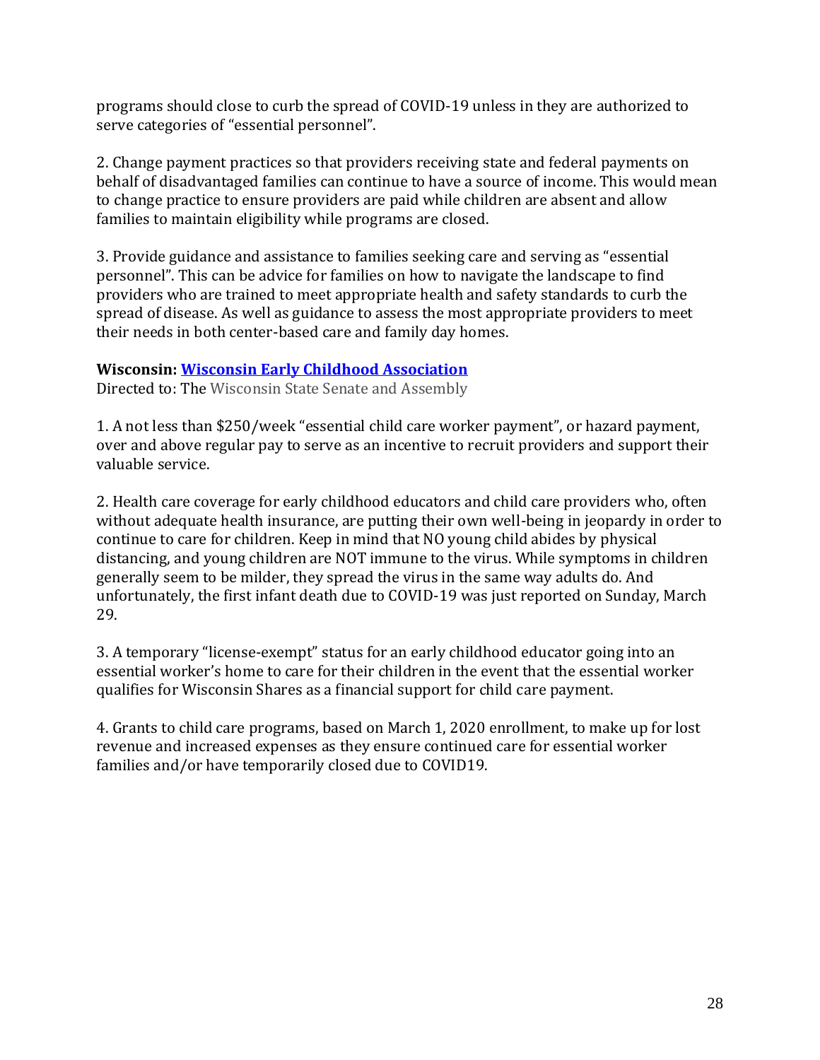programs should close to curb the spread of COVID-19 unless in they are authorized to serve categories of "essential personnel".

2. Change payment practices so that providers receiving state and federal payments on behalf of disadvantaged families can continue to have a source of income. This would mean to change practice to ensure providers are paid while children are absent and allow families to maintain eligibility while programs are closed.

3. Provide guidance and assistance to families seeking care and serving as "essential personnel". This can be advice for families on how to navigate the landscape to find providers who are trained to meet appropriate health and safety standards to curb the spread of disease. As well as guidance to assess the most appropriate providers to meet their needs in both center-based care and family day homes.

**Wisconsin: Wisconsin Early Childhood Association**
Directed to: The Wisconsin State Senate and Assembly

1. A not less than $250/week "essential child care worker payment", or hazard payment, over and above regular pay to serve as an incentive to recruit providers and support their valuable service.

2. Health care coverage for early childhood educators and child care providers who, often without adequate health insurance, are putting their own well-being in jeopardy in order to continue to care for children. Keep in mind that NO young child abides by physical distancing, and young children are NOT immune to the virus. While symptoms in children generally seem to be milder, they spread the virus in the same way adults do. And unfortunately, the first infant death due to COVID-19 was just reported on Sunday, March 29.

3. A temporary "license-exempt" status for an early childhood educator going into an essential worker's home to care for their children in the event that the essential worker qualifies for Wisconsin Shares as a financial support for child care payment.

4. Grants to child care programs, based on March 1, 2020 enrollment, to make up for lost revenue and increased expenses as they ensure continued care for essential worker families and/or have temporarily closed due to COVID19.